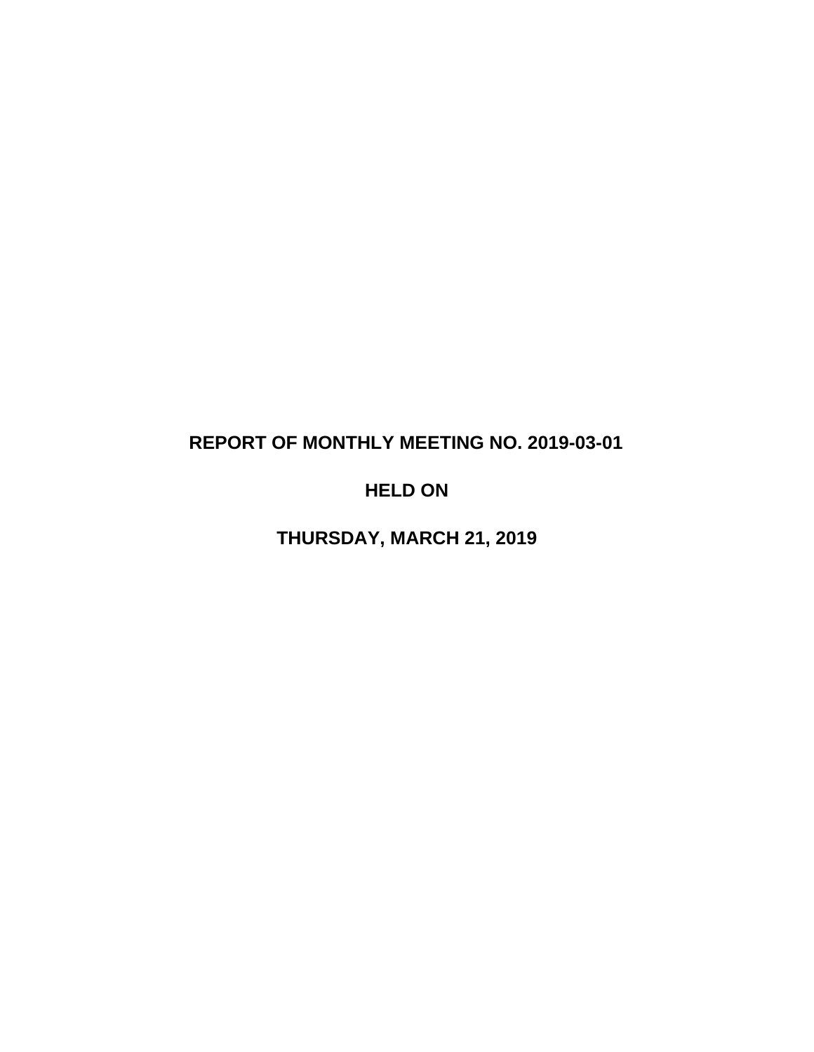# REPORT OF MONTHLY MEETING NO. 2019-03-01

# HELD ON

# THURSDAY, MARCH 21, 2019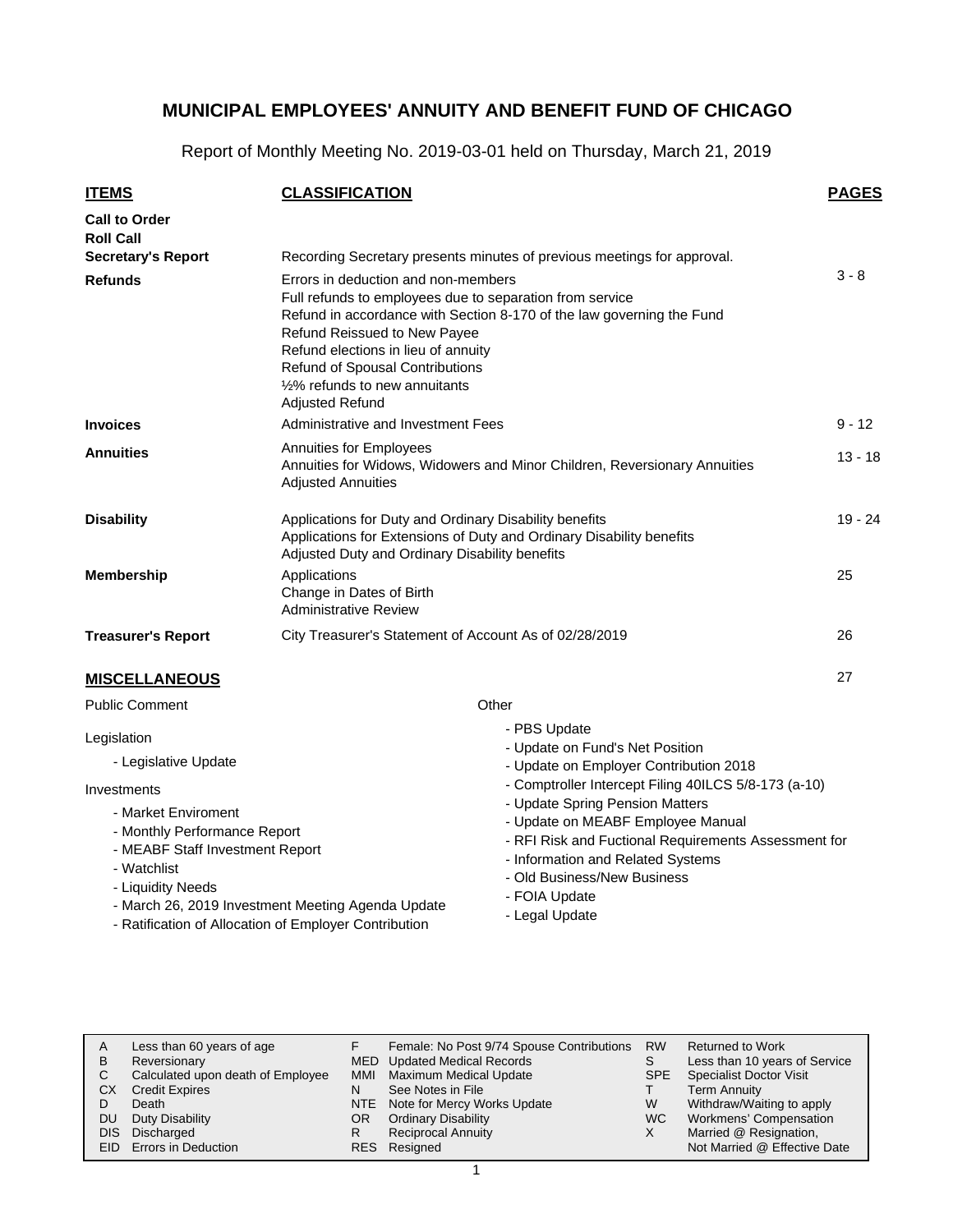# MUNICIPAL EMPLOYEES' ANNUITY AND BENEFIT FUND OF CHICAGO

Report of Monthly Meeting No. 2019-03-01 held on Thursday, March 21, 2019

| ITEMS | CLASSIFICATION | PAGES |
|---|---|---|
| **Call to Order** | | |
| **Roll Call** | | |
| **Secretary's Report** | Recording Secretary presents minutes of previous meetings for approval. | |
| **Refunds** | Errors in deduction and non-members<br>Full refunds to employees due to separation from service<br>Refund in accordance with Section 8-170 of the law governing the Fund<br>Refund Reissued to New Payee<br>Refund elections in lieu of annuity<br>Refund of Spousal Contributions<br>½% refunds to new annuitants<br>Adjusted Refund | 3 - 8 |
| **Invoices** | Administrative and Investment Fees | 9 - 12 |
| **Annuities** | Annuities for Employees<br>Annuities for Widows, Widowers and Minor Children, Reversionary Annuities<br>Adjusted Annuities | 13 - 18 |
| **Disability** | Applications for Duty and Ordinary Disability benefits<br>Applications for Extensions of Duty and Ordinary Disability benefits<br>Adjusted Duty and Ordinary Disability benefits | 19 - 24 |
| **Membership** | Applications<br>Change in Dates of Birth<br>Administrative Review | 25 |
| **Treasurer's Report** | City Treasurer's Statement of Account As of 02/28/2019 | 26 |

## MISCELLANEOUS — 27

Public Comment

Legislation

- Legislative Update

Investments

- Market Enviroment
- Monthly Performance Report
- MEABF Staff Investment Report
- Watchlist
- Liquidity Needs
- March 26, 2019 Investment Meeting Agenda Update
- Ratification of Allocation of Employer Contribution

Other

- PBS Update
- Update on Fund's Net Position
- Update on Employer Contribution 2018
- Comptroller Intercept Filing 40ILCS 5/8-173 (a-10)
- Update Spring Pension Matters
- Update on MEABF Employee Manual
- RFI Risk and Fuctional Requirements Assessment for
- Information and Related Systems
- Old Business/New Business
- FOIA Update
- Legal Update

| | | | | | |
|---|---|---|---|---|---|
| A | Less than 60 years of age | F | Female: No Post 9/74 Spouse Contributions | RW | Returned to Work |
| B | Reversionary | MED | Updated Medical Records | S | Less than 10 years of Service |
| C | Calculated upon death of Employee | MMI | Maximum Medical Update | SPE | Specialist Doctor Visit |
| CX | Credit Expires | N | See Notes in File | T | Term Annuity |
| D | Death | NTE | Note for Mercy Works Update | W | Withdraw/Waiting to apply |
| DU | Duty Disability | OR | Ordinary Disability | WC | Workmens' Compensation |
| DIS | Discharged | R | Reciprocal Annuity | X | Married @ Resignation, |
| EID | Errors in Deduction | RES | Resigned | | Not Married @ Effective Date |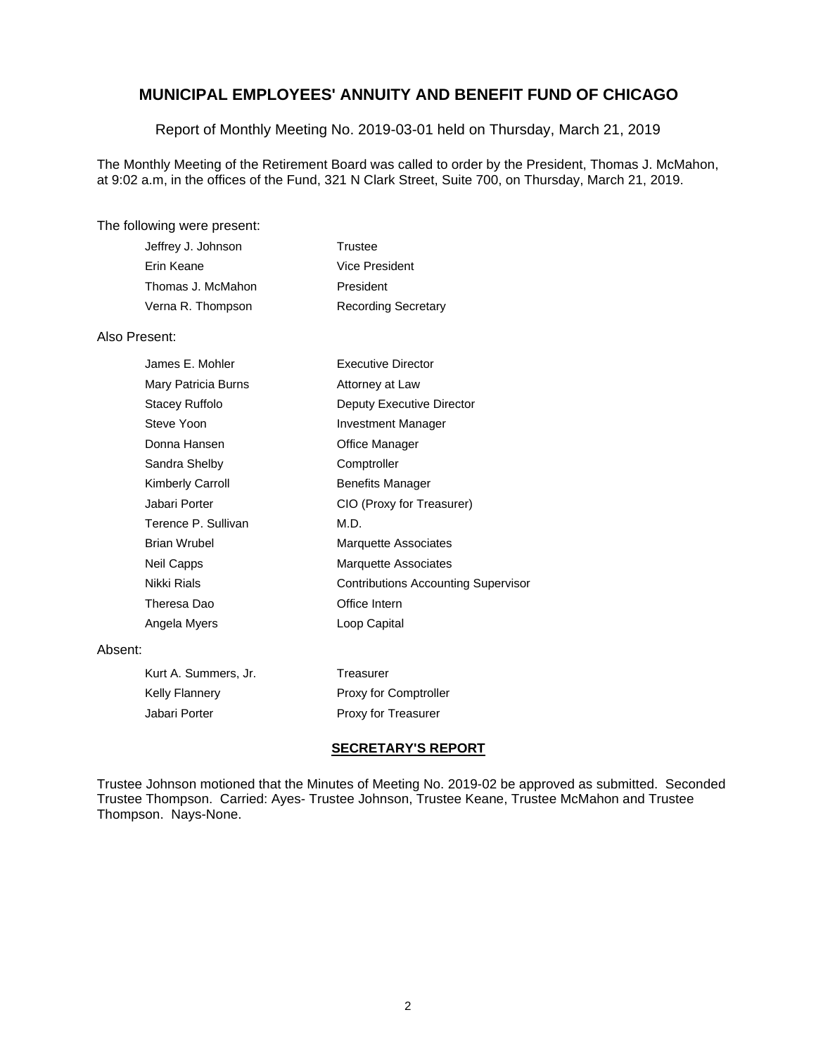# MUNICIPAL EMPLOYEES' ANNUITY AND BENEFIT FUND OF CHICAGO

Report of Monthly Meeting No. 2019-03-01 held on Thursday, March 21, 2019

The Monthly Meeting of the Retirement Board was called to order by the President, Thomas J. McMahon, at 9:02 a.m, in the offices of the Fund, 321 N Clark Street, Suite 700, on Thursday, March 21, 2019.

The following were present:

| | |
|---|---|
| Jeffrey J. Johnson | Trustee |
| Erin Keane | Vice President |
| Thomas J. McMahon | President |
| Verna R. Thompson | Recording Secretary |

Also Present:

| | |
|---|---|
| James E. Mohler | Executive Director |
| Mary Patricia Burns | Attorney at Law |
| Stacey Ruffolo | Deputy Executive Director |
| Steve Yoon | Investment Manager |
| Donna Hansen | Office Manager |
| Sandra Shelby | Comptroller |
| Kimberly Carroll | Benefits Manager |
| Jabari Porter | CIO (Proxy for Treasurer) |
| Terence P. Sullivan | M.D. |
| Brian Wrubel | Marquette Associates |
| Neil Capps | Marquette Associates |
| Nikki Rials | Contributions Accounting Supervisor |
| Theresa Dao | Office Intern |
| Angela Myers | Loop Capital |

Absent:

| | |
|---|---|
| Kurt A. Summers, Jr. | Treasurer |
| Kelly Flannery | Proxy for Comptroller |
| Jabari Porter | Proxy for Treasurer |

## SECRETARY'S REPORT

Trustee Johnson motioned that the Minutes of Meeting No. 2019-02 be approved as submitted. Seconded Trustee Thompson. Carried: Ayes- Trustee Johnson, Trustee Keane, Trustee McMahon and Trustee Thompson. Nays-None.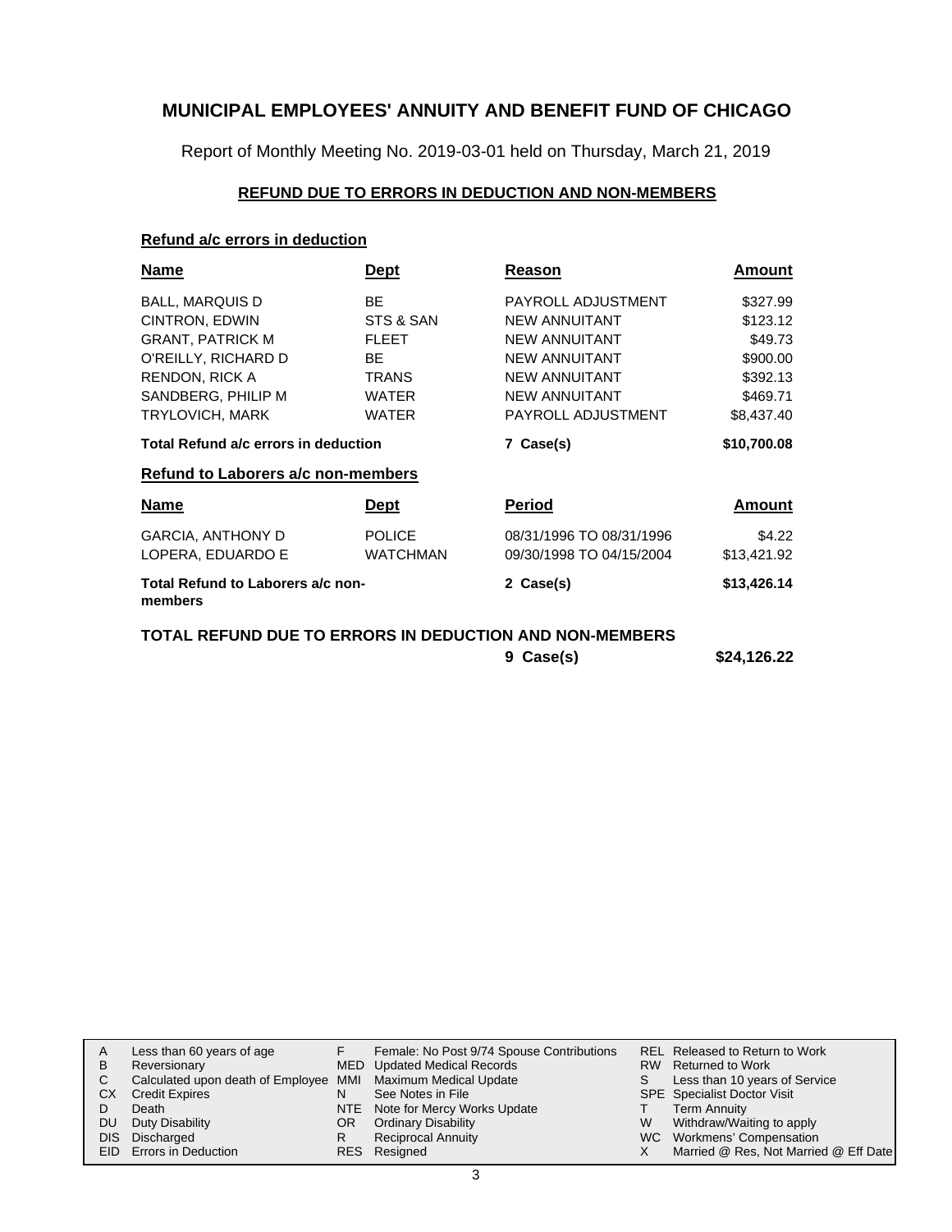# MUNICIPAL EMPLOYEES' ANNUITY AND BENEFIT FUND OF CHICAGO

Report of Monthly Meeting No. 2019-03-01 held on Thursday, March 21, 2019

## REFUND DUE TO ERRORS IN DEDUCTION AND NON-MEMBERS

### Refund a/c errors in deduction

| Name | Dept | Reason | Amount |
|---|---|---|---|
| BALL, MARQUIS D | BE | PAYROLL ADJUSTMENT | $327.99 |
| CINTRON, EDWIN | STS & SAN | NEW ANNUITANT | $123.12 |
| GRANT, PATRICK M | FLEET | NEW ANNUITANT | $49.73 |
| O'REILLY, RICHARD D | BE | NEW ANNUITANT | $900.00 |
| RENDON, RICK A | TRANS | NEW ANNUITANT | $392.13 |
| SANDBERG, PHILIP M | WATER | NEW ANNUITANT | $469.71 |
| TRYLOVICH, MARK | WATER | PAYROLL ADJUSTMENT | $8,437.40 |
| **Total Refund a/c errors in deduction** | | **7 Case(s)** | **$10,700.08** |

### Refund to Laborers a/c non-members

| Name | Dept | Period | Amount |
|---|---|---|---|
| GARCIA, ANTHONY D | POLICE | 08/31/1996 TO 08/31/1996 | $4.22 |
| LOPERA, EDUARDO E | WATCHMAN | 09/30/1998 TO 04/15/2004 | $13,421.92 |
| **Total Refund to Laborers a/c non-members** | | **2 Case(s)** | **$13,426.14** |

**TOTAL REFUND DUE TO ERRORS IN DEDUCTION AND NON-MEMBERS** **9 Case(s)** **$24,126.22**

| | | | | | |
|---|---|---|---|---|---|
| A | Less than 60 years of age | F | Female: No Post 9/74 Spouse Contributions | REL | Released to Return to Work |
| B | Reversionary | MED | Updated Medical Records | RW | Returned to Work |
| C | Calculated upon death of Employee | MMI | Maximum Medical Update | S | Less than 10 years of Service |
| CX | Credit Expires | N | See Notes in File | SPE | Specialist Doctor Visit |
| D | Death | NTE | Note for Mercy Works Update | T | Term Annuity |
| DU | Duty Disability | OR | Ordinary Disability | W | Withdraw/Waiting to apply |
| DIS | Discharged | R | Reciprocal Annuity | WC | Workmens' Compensation |
| EID | Errors in Deduction | RES | Resigned | X | Married @ Res, Not Married @ Eff Date |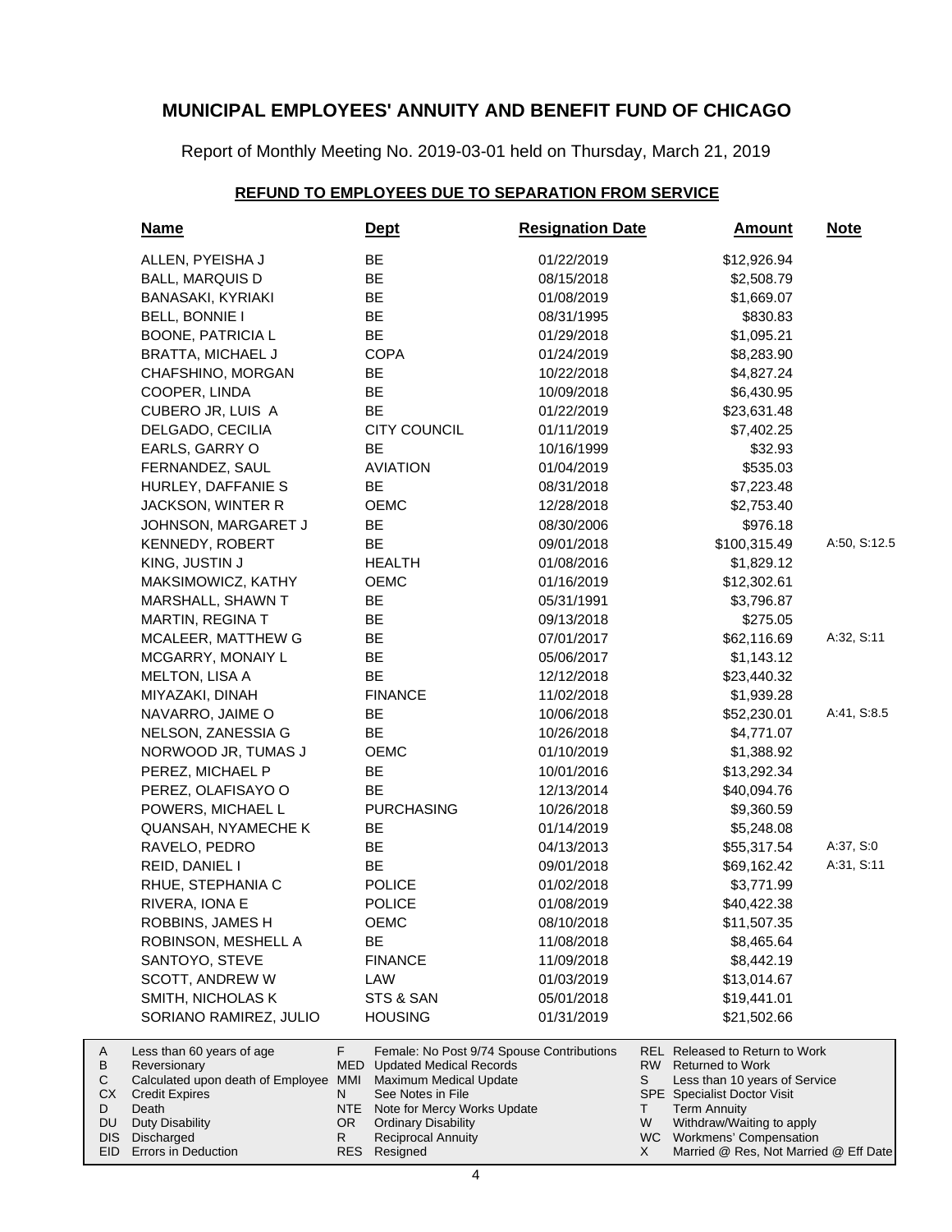# MUNICIPAL EMPLOYEES' ANNUITY AND BENEFIT FUND OF CHICAGO

Report of Monthly Meeting No. 2019-03-01 held on Thursday, March 21, 2019

## REFUND TO EMPLOYEES DUE TO SEPARATION FROM SERVICE

| Name | Dept | Resignation Date | Amount | Note |
|---|---|---|---|---|
| ALLEN, PYEISHA J | BE | 01/22/2019 | $12,926.94 | |
| BALL, MARQUIS D | BE | 08/15/2018 | $2,508.79 | |
| BANASAKI, KYRIAKI | BE | 01/08/2019 | $1,669.07 | |
| BELL, BONNIE I | BE | 08/31/1995 | $830.83 | |
| BOONE, PATRICIA L | BE | 01/29/2018 | $1,095.21 | |
| BRATTA, MICHAEL J | COPA | 01/24/2019 | $8,283.90 | |
| CHAFSHINO, MORGAN | BE | 10/22/2018 | $4,827.24 | |
| COOPER, LINDA | BE | 10/09/2018 | $6,430.95 | |
| CUBERO JR, LUIS A | BE | 01/22/2019 | $23,631.48 | |
| DELGADO, CECILIA | CITY COUNCIL | 01/11/2019 | $7,402.25 | |
| EARLS, GARRY O | BE | 10/16/1999 | $32.93 | |
| FERNANDEZ, SAUL | AVIATION | 01/04/2019 | $535.03 | |
| HURLEY, DAFFANIE S | BE | 08/31/2018 | $7,223.48 | |
| JACKSON, WINTER R | OEMC | 12/28/2018 | $2,753.40 | |
| JOHNSON, MARGARET J | BE | 08/30/2006 | $976.18 | |
| KENNEDY, ROBERT | BE | 09/01/2018 | $100,315.49 | A:50, S:12.5 |
| KING, JUSTIN J | HEALTH | 01/08/2016 | $1,829.12 | |
| MAKSIMOWICZ, KATHY | OEMC | 01/16/2019 | $12,302.61 | |
| MARSHALL, SHAWN T | BE | 05/31/1991 | $3,796.87 | |
| MARTIN, REGINA T | BE | 09/13/2018 | $275.05 | |
| MCALEER, MATTHEW G | BE | 07/01/2017 | $62,116.69 | A:32, S:11 |
| MCGARRY, MONAIY L | BE | 05/06/2017 | $1,143.12 | |
| MELTON, LISA A | BE | 12/12/2018 | $23,440.32 | |
| MIYAZAKI, DINAH | FINANCE | 11/02/2018 | $1,939.28 | |
| NAVARRO, JAIME O | BE | 10/06/2018 | $52,230.01 | A:41, S:8.5 |
| NELSON, ZANESSIA G | BE | 10/26/2018 | $4,771.07 | |
| NORWOOD JR, TUMAS J | OEMC | 01/10/2019 | $1,388.92 | |
| PEREZ, MICHAEL P | BE | 10/01/2016 | $13,292.34 | |
| PEREZ, OLAFISAYO O | BE | 12/13/2014 | $40,094.76 | |
| POWERS, MICHAEL L | PURCHASING | 10/26/2018 | $9,360.59 | |
| QUANSAH, NYAMECHE K | BE | 01/14/2019 | $5,248.08 | |
| RAVELO, PEDRO | BE | 04/13/2013 | $55,317.54 | A:37, S:0 |
| REID, DANIEL I | BE | 09/01/2018 | $69,162.42 | A:31, S:11 |
| RHUE, STEPHANIA C | POLICE | 01/02/2018 | $3,771.99 | |
| RIVERA, IONA E | POLICE | 01/08/2019 | $40,422.38 | |
| ROBBINS, JAMES H | OEMC | 08/10/2018 | $11,507.35 | |
| ROBINSON, MESHELL A | BE | 11/08/2018 | $8,465.64 | |
| SANTOYO, STEVE | FINANCE | 11/09/2018 | $8,442.19 | |
| SCOTT, ANDREW W | LAW | 01/03/2019 | $13,014.67 | |
| SMITH, NICHOLAS K | STS & SAN | 05/01/2018 | $19,441.01 | |
| SORIANO RAMIREZ, JULIO | HOUSING | 01/31/2019 | $21,502.66 | |

| | | | | | |
|---|---|---|---|---|---|
| A | Less than 60 years of age | F | Female: No Post 9/74 Spouse Contributions | REL | Released to Return to Work |
| B | Reversionary | MED | Updated Medical Records | RW | Returned to Work |
| C | Calculated upon death of Employee | MMI | Maximum Medical Update | S | Less than 10 years of Service |
| CX | Credit Expires | N | See Notes in File | SPE | Specialist Doctor Visit |
| D | Death | NTE | Note for Mercy Works Update | T | Term Annuity |
| DU | Duty Disability | OR | Ordinary Disability | W | Withdraw/Waiting to apply |
| DIS | Discharged | R | Reciprocal Annuity | WC | Workmens' Compensation |
| EID | Errors in Deduction | RES | Resigned | X | Married @ Res, Not Married @ Eff Date |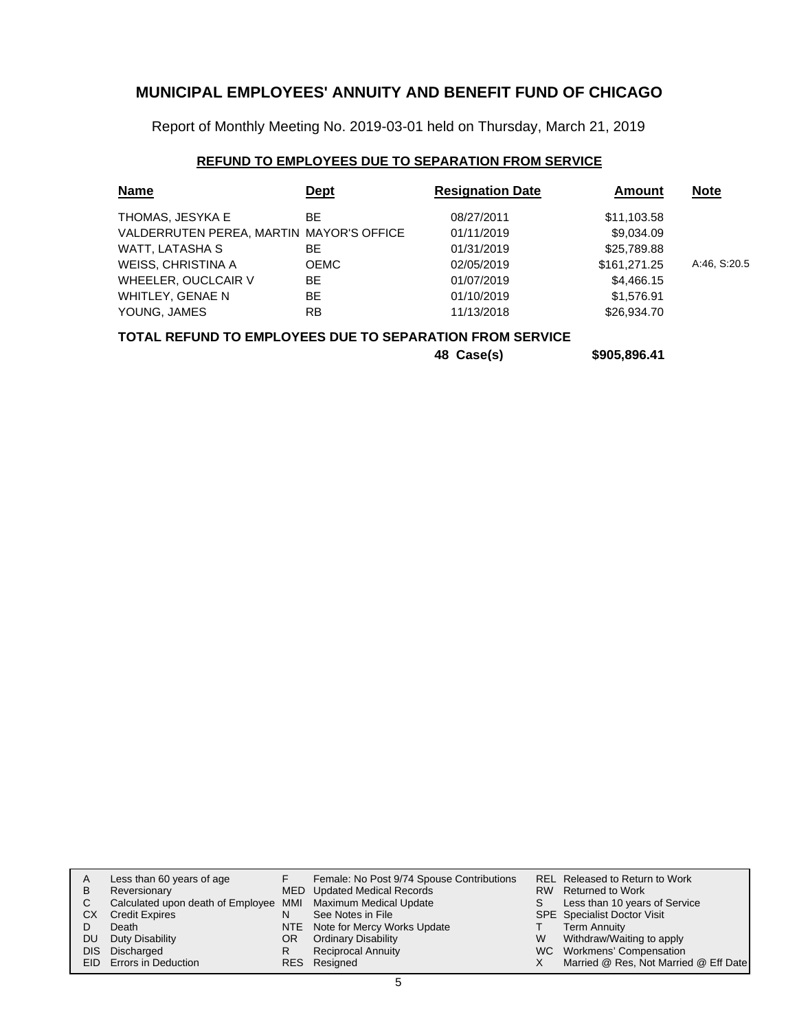# MUNICIPAL EMPLOYEES' ANNUITY AND BENEFIT FUND OF CHICAGO

Report of Monthly Meeting No. 2019-03-01 held on Thursday, March 21, 2019

## REFUND TO EMPLOYEES DUE TO SEPARATION FROM SERVICE

| Name | Dept | Resignation Date | Amount | Note |
|---|---|---|---|---|
| THOMAS, JESYKA E | BE | 08/27/2011 | $11,103.58 | |
| VALDERRUTEN PEREA, MARTIN | MAYOR'S OFFICE | 01/11/2019 | $9,034.09 | |
| WATT, LATASHA S | BE | 01/31/2019 | $25,789.88 | |
| WEISS, CHRISTINA A | OEMC | 02/05/2019 | $161,271.25 | A:46, S:20.5 |
| WHEELER, OUCLCAIR V | BE | 01/07/2019 | $4,466.15 | |
| WHITLEY, GENAE N | BE | 01/10/2019 | $1,576.91 | |
| YOUNG, JAMES | RB | 11/13/2018 | $26,934.70 | |

**TOTAL REFUND TO EMPLOYEES DUE TO SEPARATION FROM SERVICE**

**48 Case(s) $905,896.41**

| | | | | | |
|---|---|---|---|---|---|
| A | Less than 60 years of age | F | Female: No Post 9/74 Spouse Contributions | REL | Released to Return to Work |
| B | Reversionary | MED | Updated Medical Records | RW | Returned to Work |
| C | Calculated upon death of Employee | MMI | Maximum Medical Update | S | Less than 10 years of Service |
| CX | Credit Expires | N | See Notes in File | SPE | Specialist Doctor Visit |
| D | Death | NTE | Note for Mercy Works Update | T | Term Annuity |
| DU | Duty Disability | OR | Ordinary Disability | W | Withdraw/Waiting to apply |
| DIS | Discharged | R | Reciprocal Annuity | WC | Workmens' Compensation |
| EID | Errors in Deduction | RES | Resigned | X | Married @ Res, Not Married @ Eff Date |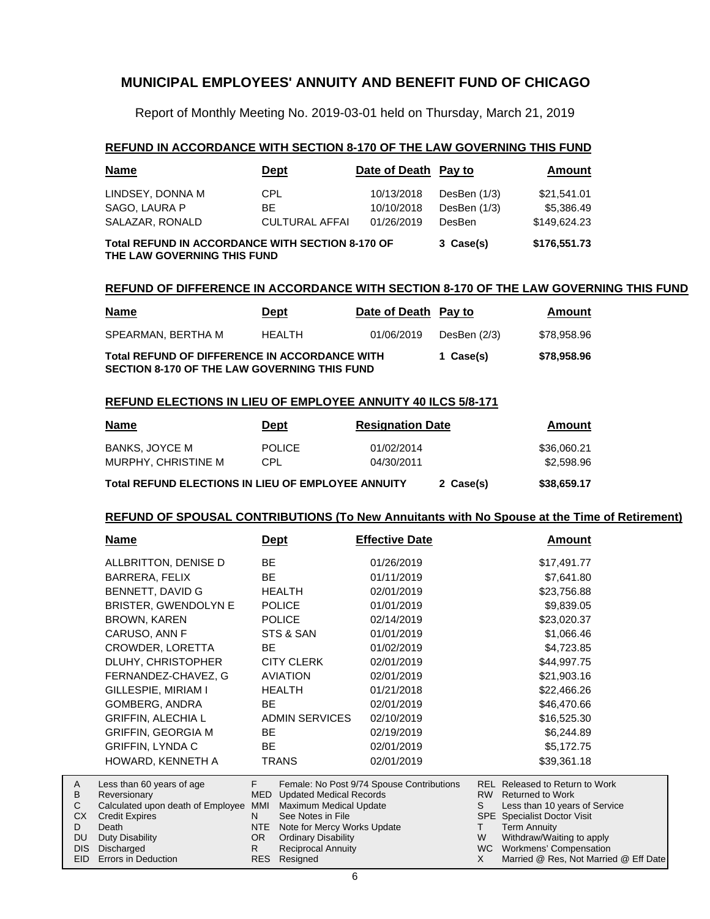# MUNICIPAL EMPLOYEES' ANNUITY AND BENEFIT FUND OF CHICAGO

Report of Monthly Meeting No. 2019-03-01 held on Thursday, March 21, 2019

## REFUND IN ACCORDANCE WITH SECTION 8-170 OF THE LAW GOVERNING THIS FUND

| Name | Dept | Date of Death | Pay to | Amount |
|---|---|---|---|---|
| LINDSEY, DONNA M | CPL | 10/13/2018 | DesBen (1/3) | $21,541.01 |
| SAGO, LAURA P | BE | 10/10/2018 | DesBen (1/3) | $5,386.49 |
| SALAZAR, RONALD | CULTURAL AFFAI | 01/26/2019 | DesBen | $149,624.23 |
| **Total REFUND IN ACCORDANCE WITH SECTION 8-170 OF THE LAW GOVERNING THIS FUND** | | | **3 Case(s)** | **$176,551.73** |

## REFUND OF DIFFERENCE IN ACCORDANCE WITH SECTION 8-170 OF THE LAW GOVERNING THIS FUND

| Name | Dept | Date of Death | Pay to | Amount |
|---|---|---|---|---|
| SPEARMAN, BERTHA M | HEALTH | 01/06/2019 | DesBen (2/3) | $78,958.96 |
| **Total REFUND OF DIFFERENCE IN ACCORDANCE WITH SECTION 8-170 OF THE LAW GOVERNING THIS FUND** | | | **1 Case(s)** | **$78,958.96** |

## REFUND ELECTIONS IN LIEU OF EMPLOYEE ANNUITY 40 ILCS 5/8-171

| Name | Dept | Resignation Date | | Amount |
|---|---|---|---|---|
| BANKS, JOYCE M | POLICE | 01/02/2014 | | $36,060.21 |
| MURPHY, CHRISTINE M | CPL | 04/30/2011 | | $2,598.96 |
| **Total REFUND ELECTIONS IN LIEU OF EMPLOYEE ANNUITY** | | | **2 Case(s)** | **$38,659.17** |

## REFUND OF SPOUSAL CONTRIBUTIONS (To New Annuitants with No Spouse at the Time of Retirement)

| Name | Dept | Effective Date | Amount |
|---|---|---|---|
| ALLBRITTON, DENISE D | BE | 01/26/2019 | $17,491.77 |
| BARRERA, FELIX | BE | 01/11/2019 | $7,641.80 |
| BENNETT, DAVID G | HEALTH | 02/01/2019 | $23,756.88 |
| BRISTER, GWENDOLYN E | POLICE | 01/01/2019 | $9,839.05 |
| BROWN, KAREN | POLICE | 02/14/2019 | $23,020.37 |
| CARUSO, ANN F | STS & SAN | 01/01/2019 | $1,066.46 |
| CROWDER, LORETTA | BE | 01/02/2019 | $4,723.85 |
| DLUHY, CHRISTOPHER | CITY CLERK | 02/01/2019 | $44,997.75 |
| FERNANDEZ-CHAVEZ, G | AVIATION | 02/01/2019 | $21,903.16 |
| GILLESPIE, MIRIAM I | HEALTH | 01/21/2018 | $22,466.26 |
| GOMBERG, ANDRA | BE | 02/01/2019 | $46,470.66 |
| GRIFFIN, ALECHIA L | ADMIN SERVICES | 02/10/2019 | $16,525.30 |
| GRIFFIN, GEORGIA M | BE | 02/19/2019 | $6,244.89 |
| GRIFFIN, LYNDA C | BE | 02/01/2019 | $5,172.75 |
| HOWARD, KENNETH A | TRANS | 02/01/2019 | $39,361.18 |

| | | | | | |
|---|---|---|---|---|---|
| A | Less than 60 years of age | F | Female: No Post 9/74 Spouse Contributions | REL | Released to Return to Work |
| B | Reversionary | MED | Updated Medical Records | RW | Returned to Work |
| C | Calculated upon death of Employee | MMI | Maximum Medical Update | S | Less than 10 years of Service |
| CX | Credit Expires | N | See Notes in File | SPE | Specialist Doctor Visit |
| D | Death | NTE | Note for Mercy Works Update | T | Term Annuity |
| DU | Duty Disability | OR | Ordinary Disability | W | Withdraw/Waiting to apply |
| DIS | Discharged | R | Reciprocal Annuity | WC | Workmens' Compensation |
| EID | Errors in Deduction | RES | Resigned | X | Married @ Res, Not Married @ Eff Date |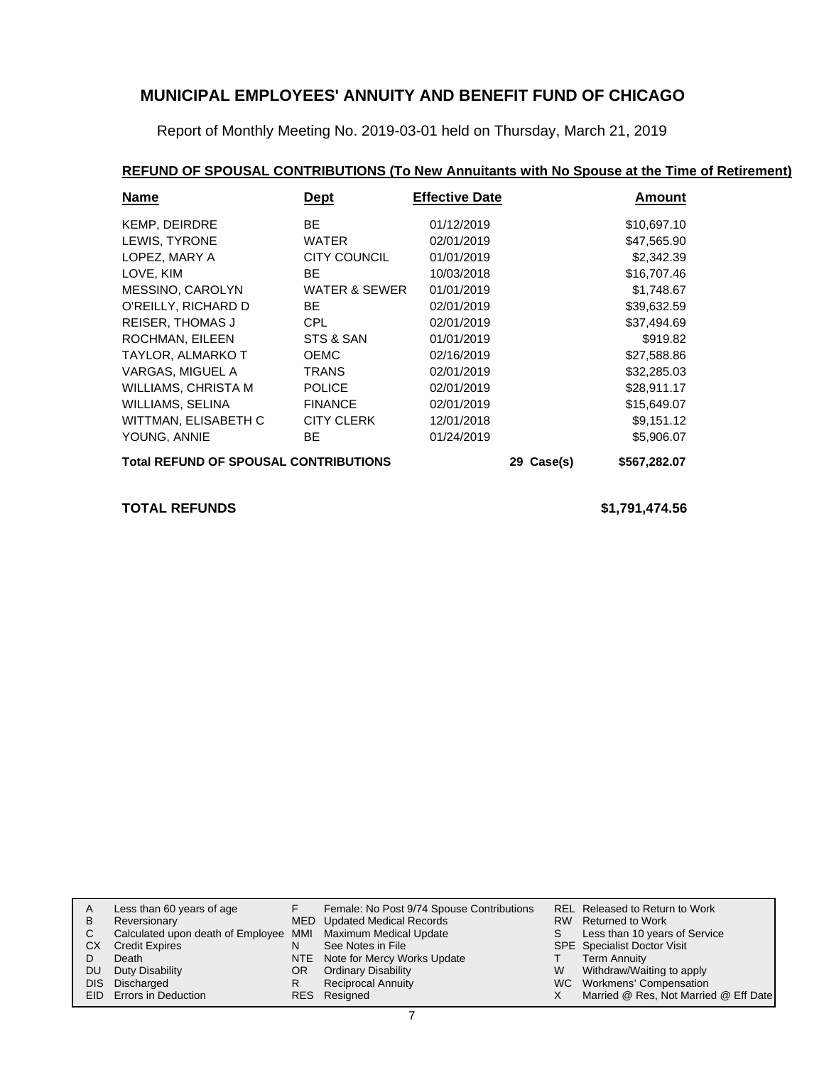# MUNICIPAL EMPLOYEES' ANNUITY AND BENEFIT FUND OF CHICAGO

Report of Monthly Meeting No. 2019-03-01 held on Thursday, March 21, 2019

## REFUND OF SPOUSAL CONTRIBUTIONS (To New Annuitants with No Spouse at the Time of Retirement)

| Name | Dept | Effective Date | | Amount |
|---|---|---|---|---|
| KEMP, DEIRDRE | BE | 01/12/2019 | | $10,697.10 |
| LEWIS, TYRONE | WATER | 02/01/2019 | | $47,565.90 |
| LOPEZ, MARY A | CITY COUNCIL | 01/01/2019 | | $2,342.39 |
| LOVE, KIM | BE | 10/03/2018 | | $16,707.46 |
| MESSINO, CAROLYN | WATER & SEWER | 01/01/2019 | | $1,748.67 |
| O'REILLY, RICHARD D | BE | 02/01/2019 | | $39,632.59 |
| REISER, THOMAS J | CPL | 02/01/2019 | | $37,494.69 |
| ROCHMAN, EILEEN | STS & SAN | 01/01/2019 | | $919.82 |
| TAYLOR, ALMARKO T | OEMC | 02/16/2019 | | $27,588.86 |
| VARGAS, MIGUEL A | TRANS | 02/01/2019 | | $32,285.03 |
| WILLIAMS, CHRISTA M | POLICE | 02/01/2019 | | $28,911.17 |
| WILLIAMS, SELINA | FINANCE | 02/01/2019 | | $15,649.07 |
| WITTMAN, ELISABETH C | CITY CLERK | 12/01/2018 | | $9,151.12 |
| YOUNG, ANNIE | BE | 01/24/2019 | | $5,906.07 |
| **Total REFUND OF SPOUSAL CONTRIBUTIONS** | | | **29 Case(s)** | **$567,282.07** |

**TOTAL REFUNDS** **$1,791,474.56**

| | | | | | |
|---|---|---|---|---|---|
| A | Less than 60 years of age | F | Female: No Post 9/74 Spouse Contributions | REL | Released to Return to Work |
| B | Reversionary | MED | Updated Medical Records | RW | Returned to Work |
| C | Calculated upon death of Employee | MMI | Maximum Medical Update | S | Less than 10 years of Service |
| CX | Credit Expires | N | See Notes in File | SPE | Specialist Doctor Visit |
| D | Death | NTE | Note for Mercy Works Update | T | Term Annuity |
| DU | Duty Disability | OR | Ordinary Disability | W | Withdraw/Waiting to apply |
| DIS | Discharged | R | Reciprocal Annuity | WC | Workmens' Compensation |
| EID | Errors in Deduction | RES | Resigned | X | Married @ Res, Not Married @ Eff Date |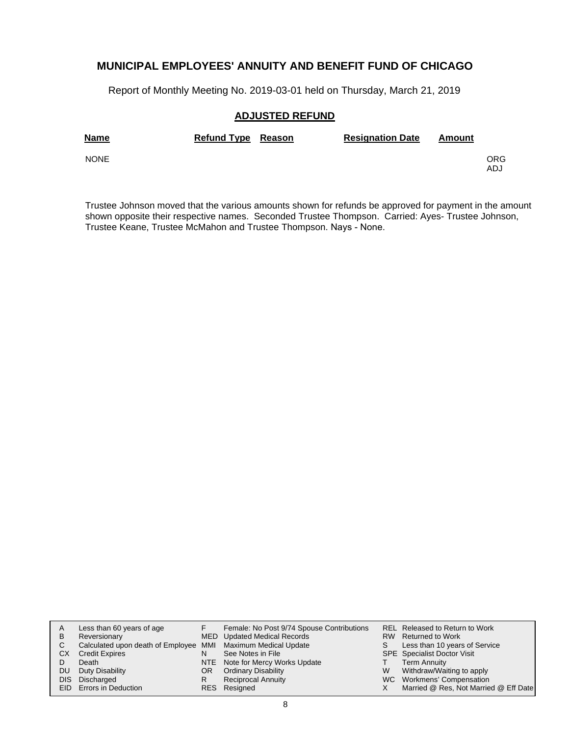## MUNICIPAL EMPLOYEES' ANNUITY AND BENEFIT FUND OF CHICAGO

Report of Monthly Meeting No. 2019-03-01 held on Thursday, March 21, 2019

### ADJUSTED REFUND

| Name | Refund Type | Reason | Resignation Date | Amount | |
|---|---|---|---|---|---|
| NONE | | | | | ORG ADJ |

Trustee Johnson moved that the various amounts shown for refunds be approved for payment in the amount shown opposite their respective names. Seconded Trustee Thompson. Carried: Ayes- Trustee Johnson, Trustee Keane, Trustee McMahon and Trustee Thompson. Nays - None.

| | | | | | |
|---|---|---|---|---|---|
| A | Less than 60 years of age | F | Female: No Post 9/74 Spouse Contributions | REL | Released to Return to Work |
| B | Reversionary | MED | Updated Medical Records | RW | Returned to Work |
| C | Calculated upon death of Employee | MMI | Maximum Medical Update | S | Less than 10 years of Service |
| CX | Credit Expires | N | See Notes in File | SPE | Specialist Doctor Visit |
| D | Death | NTE | Note for Mercy Works Update | T | Term Annuity |
| DU | Duty Disability | OR | Ordinary Disability | W | Withdraw/Waiting to apply |
| DIS | Discharged | R | Reciprocal Annuity | WC | Workmens' Compensation |
| EID | Errors in Deduction | RES | Resigned | X | Married @ Res, Not Married @ Eff Date |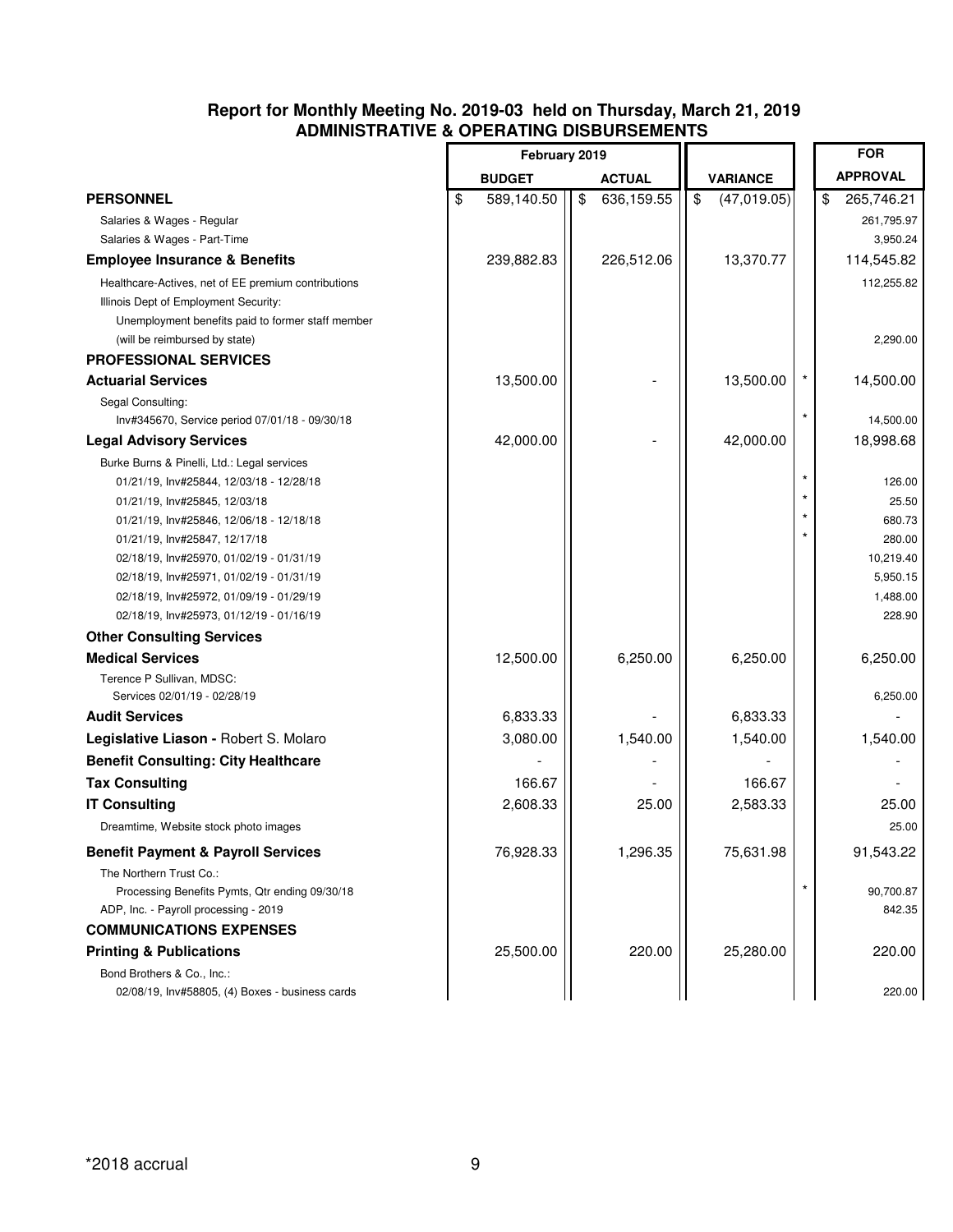## Report for Monthly Meeting No. 2019-03 held on Thursday, March 21, 2019
## ADMINISTRATIVE & OPERATING DISBURSEMENTS

| | February 2019 | | | | FOR |
|---|---|---|---|---|---|
| | **BUDGET** | **ACTUAL** | **VARIANCE** | | **APPROVAL** |
| **PERSONNEL** | $ 589,140.50 | $ 636,159.55 | $ (47,019.05) | | $ 265,746.21 |
| Salaries & Wages - Regular | | | | | 261,795.97 |
| Salaries & Wages - Part-Time | | | | | 3,950.24 |
| **Employee Insurance & Benefits** | 239,882.83 | 226,512.06 | 13,370.77 | | 114,545.82 |
| Healthcare-Actives, net of EE premium contributions | | | | | 112,255.82 |
| Illinois Dept of Employment Security: | | | | | |
| Unemployment benefits paid to former staff member | | | | | |
| (will be reimbursed by state) | | | | | 2,290.00 |
| **PROFESSIONAL SERVICES** | | | | | |
| **Actuarial Services** | 13,500.00 | - | 13,500.00 | * | 14,500.00 |
| Segal Consulting: | | | | | |
| Inv#345670, Service period 07/01/18 - 09/30/18 | | | | * | 14,500.00 |
| **Legal Advisory Services** | 42,000.00 | - | 42,000.00 | | 18,998.68 |
| Burke Burns & Pinelli, Ltd.: Legal services | | | | | |
| 01/21/19, Inv#25844, 12/03/18 - 12/28/18 | | | | * | 126.00 |
| 01/21/19, Inv#25845, 12/03/18 | | | | * | 25.50 |
| 01/21/19, Inv#25846, 12/06/18 - 12/18/18 | | | | * | 680.73 |
| 01/21/19, Inv#25847, 12/17/18 | | | | * | 280.00 |
| 02/18/19, Inv#25970, 01/02/19 - 01/31/19 | | | | | 10,219.40 |
| 02/18/19, Inv#25971, 01/02/19 - 01/31/19 | | | | | 5,950.15 |
| 02/18/19, Inv#25972, 01/09/19 - 01/29/19 | | | | | 1,488.00 |
| 02/18/19, Inv#25973, 01/12/19 - 01/16/19 | | | | | 228.90 |
| **Other Consulting Services** | | | | | |
| **Medical Services** | 12,500.00 | 6,250.00 | 6,250.00 | | 6,250.00 |
| Terence P Sullivan, MDSC: | | | | | |
| Services 02/01/19 - 02/28/19 | | | | | 6,250.00 |
| **Audit Services** | 6,833.33 | - | 6,833.33 | | - |
| **Legislative Liason -** Robert S. Molaro | 3,080.00 | 1,540.00 | 1,540.00 | | 1,540.00 |
| **Benefit Consulting: City Healthcare** | - | - | - | | - |
| **Tax Consulting** | 166.67 | - | 166.67 | | - |
| **IT Consulting** | 2,608.33 | 25.00 | 2,583.33 | | 25.00 |
| Dreamtime, Website stock photo images | | | | | 25.00 |
| **Benefit Payment & Payroll Services** | 76,928.33 | 1,296.35 | 75,631.98 | | 91,543.22 |
| The Northern Trust Co.: | | | | | |
| Processing Benefits Pymts, Qtr ending 09/30/18 | | | | * | 90,700.87 |
| ADP, Inc. - Payroll processing - 2019 | | | | | 842.35 |
| **COMMUNICATIONS EXPENSES** | | | | | |
| **Printing & Publications** | 25,500.00 | 220.00 | 25,280.00 | | 220.00 |
| Bond Brothers & Co., Inc.: | | | | | |
| 02/08/19, Inv#58805, (4) Boxes - business cards | | | | | 220.00 |

*2018 accrual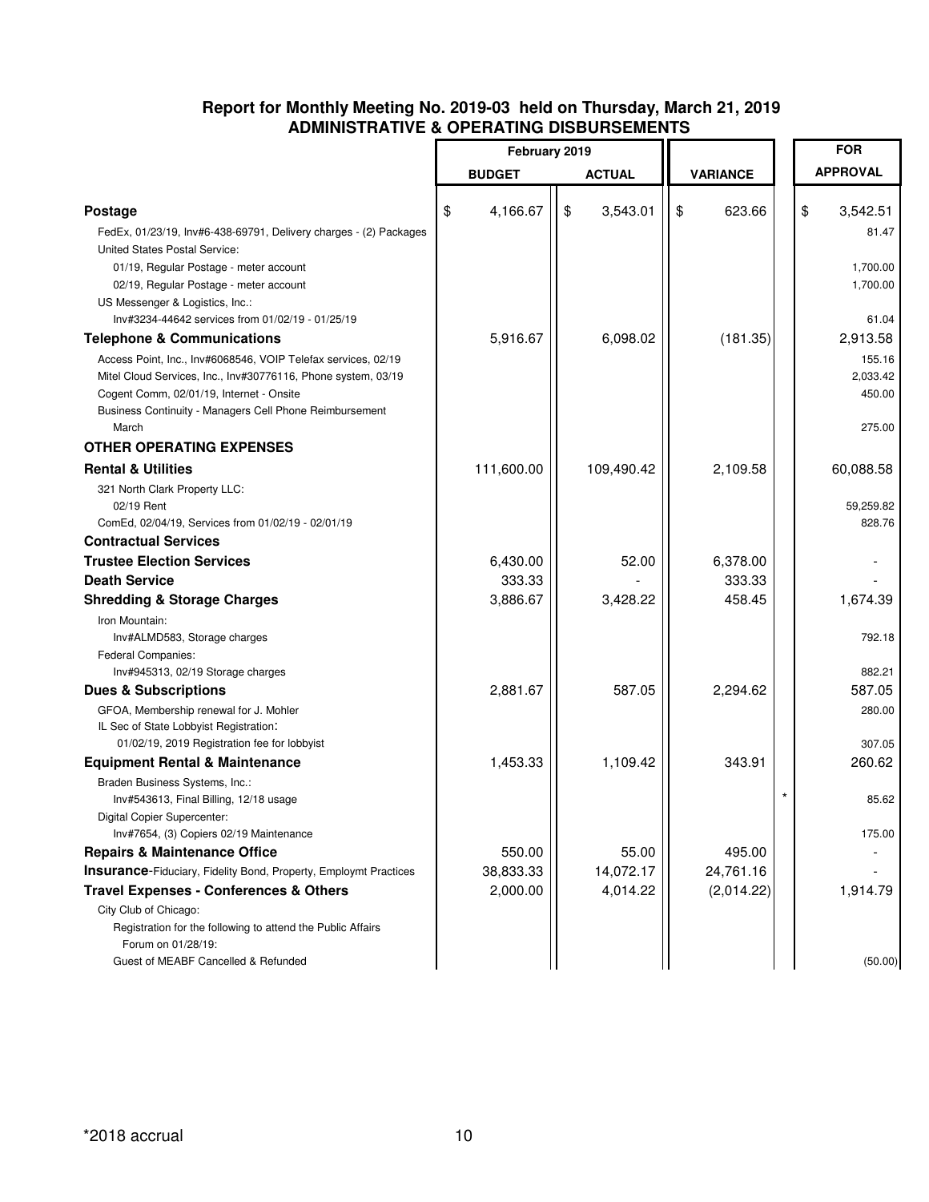## Report for Monthly Meeting No. 2019-03 held on Thursday, March 21, 2019
## ADMINISTRATIVE & OPERATING DISBURSEMENTS

| | February 2019 | | | | FOR |
|---|---|---|---|---|---|
| | BUDGET | ACTUAL | VARIANCE | | APPROVAL |
| **Postage** | $ 4,166.67 | $ 3,543.01 | $ 623.66 | | $ 3,542.51 |
| FedEx, 01/23/19, Inv#6-438-69791, Delivery charges - (2) Packages | | | | | 81.47 |
| United States Postal Service: | | | | | |
| 01/19, Regular Postage - meter account | | | | | 1,700.00 |
| 02/19, Regular Postage - meter account | | | | | 1,700.00 |
| US Messenger & Logistics, Inc.: | | | | | |
| Inv#3234-44642 services from 01/02/19 - 01/25/19 | | | | | 61.04 |
| **Telephone & Communications** | 5,916.67 | 6,098.02 | (181.35) | | 2,913.58 |
| Access Point, Inc., Inv#6068546, VOIP Telefax services, 02/19 | | | | | 155.16 |
| Mitel Cloud Services, Inc., Inv#30776116, Phone system, 03/19 | | | | | 2,033.42 |
| Cogent Comm, 02/01/19, Internet - Onsite | | | | | 450.00 |
| Business Continuity - Managers Cell Phone Reimbursement March | | | | | 275.00 |
| **OTHER OPERATING EXPENSES** | | | | | |
| **Rental & Utilities** | 111,600.00 | 109,490.42 | 2,109.58 | | 60,088.58 |
| 321 North Clark Property LLC: | | | | | |
| 02/19 Rent | | | | | 59,259.82 |
| ComEd, 02/04/19, Services from 01/02/19 - 02/01/19 | | | | | 828.76 |
| **Contractual Services** | | | | | |
| **Trustee Election Services** | 6,430.00 | 52.00 | 6,378.00 | | - |
| **Death Service** | 333.33 | - | 333.33 | | - |
| **Shredding & Storage Charges** | 3,886.67 | 3,428.22 | 458.45 | | 1,674.39 |
| Iron Mountain: | | | | | |
| Inv#ALMD583, Storage charges | | | | | 792.18 |
| Federal Companies: | | | | | |
| Inv#945313, 02/19 Storage charges | | | | | 882.21 |
| **Dues & Subscriptions** | 2,881.67 | 587.05 | 2,294.62 | | 587.05 |
| GFOA, Membership renewal for J. Mohler | | | | | 280.00 |
| IL Sec of State Lobbyist Registration: | | | | | |
| 01/02/19, 2019 Registration fee for lobbyist | | | | | 307.05 |
| **Equipment Rental & Maintenance** | 1,453.33 | 1,109.42 | 343.91 | | 260.62 |
| Braden Business Systems, Inc.: | | | | | |
| Inv#543613, Final Billing, 12/18 usage | | | | * | 85.62 |
| Digital Copier Supercenter: | | | | | |
| Inv#7654, (3) Copiers 02/19 Maintenance | | | | | 175.00 |
| **Repairs & Maintenance Office** | 550.00 | 55.00 | 495.00 | | - |
| **Insurance**-Fiduciary, Fidelity Bond, Property, Employmt Practices | 38,833.33 | 14,072.17 | 24,761.16 | | - |
| **Travel Expenses - Conferences & Others** | 2,000.00 | 4,014.22 | (2,014.22) | | 1,914.79 |
| City Club of Chicago: | | | | | |
| Registration for the following to attend the Public Affairs Forum on 01/28/19: | | | | | |
| Guest of MEABF Cancelled & Refunded | | | | | (50.00) |

*2018 accrual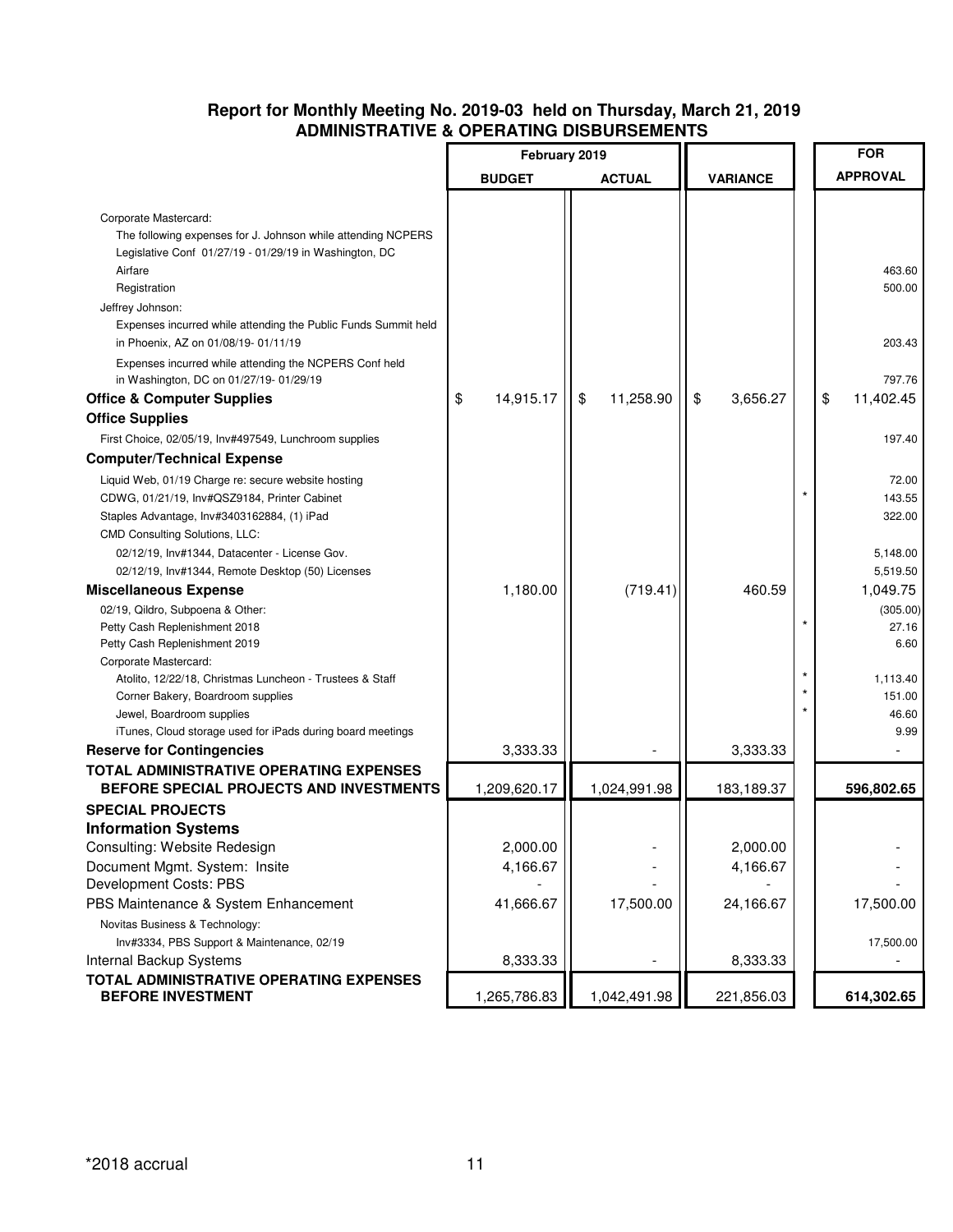## Report for Monthly Meeting No. 2019-03 held on Thursday, March 21, 2019
## ADMINISTRATIVE & OPERATING DISBURSEMENTS

| | February 2019 | | | | FOR |
|---|---|---|---|---|---|
| | BUDGET | ACTUAL | VARIANCE | | APPROVAL |
| Corporate Mastercard: | | | | | |
| The following expenses for J. Johnson while attending NCPERS Legislative Conf 01/27/19 - 01/29/19 in Washington, DC | | | | | |
| Airfare | | | | | 463.60 |
| Registration | | | | | 500.00 |
| Jeffrey Johnson: | | | | | |
| Expenses incurred while attending the Public Funds Summit held in Phoenix, AZ on 01/08/19- 01/11/19 | | | | | 203.43 |
| Expenses incurred while attending the NCPERS Conf held in Washington, DC on 01/27/19- 01/29/19 | | | | | 797.76 |
| **Office & Computer Supplies** | $ 14,915.17 | $ 11,258.90 | $ 3,656.27 | | $ 11,402.45 |
| **Office Supplies** | | | | | |
| First Choice, 02/05/19, Inv#497549, Lunchroom supplies | | | | | 197.40 |
| **Computer/Technical Expense** | | | | | |
| Liquid Web, 01/19 Charge re: secure website hosting | | | | | 72.00 |
| CDWG, 01/21/19, Inv#QSZ9184, Printer Cabinet | | | | * | 143.55 |
| Staples Advantage, Inv#3403162884, (1) iPad | | | | | 322.00 |
| CMD Consulting Solutions, LLC: | | | | | |
| 02/12/19, Inv#1344, Datacenter - License Gov. | | | | | 5,148.00 |
| 02/12/19, Inv#1344, Remote Desktop (50) Licenses | | | | | 5,519.50 |
| **Miscellaneous Expense** | 1,180.00 | (719.41) | 460.59 | | 1,049.75 |
| 02/19, Qildro, Subpoena & Other: | | | | | (305.00) |
| Petty Cash Replenishment 2018 | | | | * | 27.16 |
| Petty Cash Replenishment 2019 | | | | | 6.60 |
| Corporate Mastercard: | | | | | |
| Atolito, 12/22/18, Christmas Luncheon - Trustees & Staff | | | | * | 1,113.40 |
| Corner Bakery, Boardroom supplies | | | | * | 151.00 |
| Jewel, Boardroom supplies | | | | * | 46.60 |
| iTunes, Cloud storage used for iPads during board meetings | | | | | 9.99 |
| **Reserve for Contingencies** | 3,333.33 | - | 3,333.33 | | - |
| **TOTAL ADMINISTRATIVE OPERATING EXPENSES BEFORE SPECIAL PROJECTS AND INVESTMENTS** | 1,209,620.17 | 1,024,991.98 | 183,189.37 | | **596,802.65** |
| **SPECIAL PROJECTS** | | | | | |
| **Information Systems** | | | | | |
| Consulting: Website Redesign | 2,000.00 | - | 2,000.00 | | - |
| Document Mgmt. System: Insite | 4,166.67 | - | 4,166.67 | | - |
| Development Costs: PBS | - | - | - | | - |
| PBS Maintenance & System Enhancement | 41,666.67 | 17,500.00 | 24,166.67 | | 17,500.00 |
| Novitas Business & Technology: | | | | | |
| Inv#3334, PBS Support & Maintenance, 02/19 | | | | | 17,500.00 |
| Internal Backup Systems | 8,333.33 | - | 8,333.33 | | - |
| **TOTAL ADMINISTRATIVE OPERATING EXPENSES BEFORE INVESTMENT** | 1,265,786.83 | 1,042,491.98 | 221,856.03 | | **614,302.65** |

*2018 accrual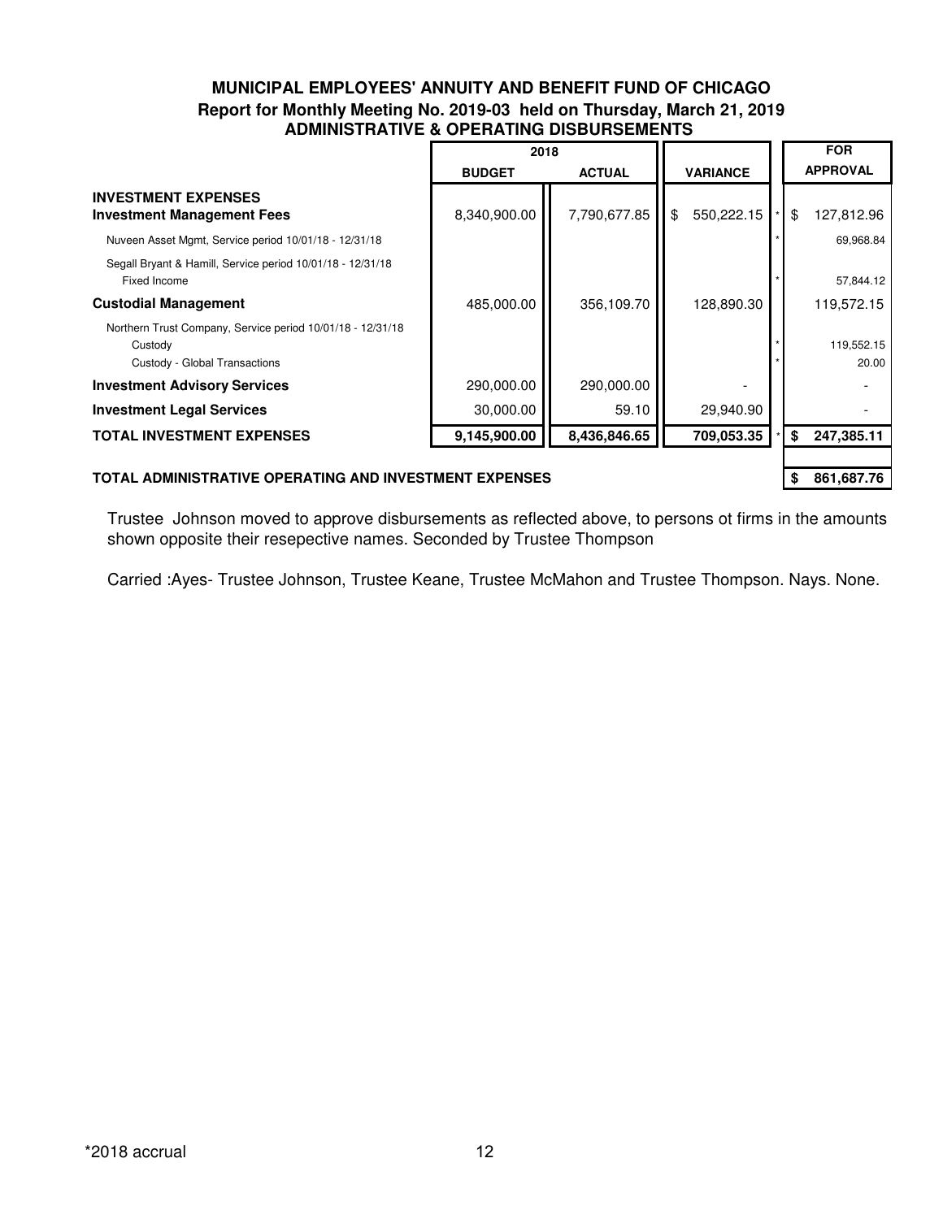# MUNICIPAL EMPLOYEES' ANNUITY AND BENEFIT FUND OF CHICAGO

## Report for Monthly Meeting No. 2019-03 held on Thursday, March 21, 2019

## ADMINISTRATIVE & OPERATING DISBURSEMENTS

| | 2018 | | | | FOR |
|---|---|---|---|---|---|
| | BUDGET | ACTUAL | VARIANCE | | APPROVAL |
| **INVESTMENT EXPENSES** | | | | | |
| **Investment Management Fees** | 8,340,900.00 | 7,790,677.85 | $ 550,222.15 | * | $ 127,812.96 |
| Nuveen Asset Mgmt, Service period 10/01/18 - 12/31/18 | | | | * | 69,968.84 |
| Segall Bryant & Hamill, Service period 10/01/18 - 12/31/18 Fixed Income | | | | * | 57,844.12 |
| **Custodial Management** | 485,000.00 | 356,109.70 | 128,890.30 | | 119,572.15 |
| Northern Trust Company, Service period 10/01/18 - 12/31/18 | | | | | |
| Custody | | | | * | 119,552.15 |
| Custody - Global Transactions | | | | * | 20.00 |
| **Investment Advisory Services** | 290,000.00 | 290,000.00 | - | | - |
| **Investment Legal Services** | 30,000.00 | 59.10 | 29,940.90 | | - |
| **TOTAL INVESTMENT EXPENSES** | **9,145,900.00** | **8,436,846.65** | **709,053.35** | * | **$ 247,385.11** |
| | | | | | |
| **TOTAL ADMINISTRATIVE OPERATING AND INVESTMENT EXPENSES** | | | | | **$ 861,687.76** |

Trustee Johnson moved to approve disbursements as reflected above, to persons ot firms in the amounts shown opposite their resepective names. Seconded by Trustee Thompson

Carried :Ayes- Trustee Johnson, Trustee Keane, Trustee McMahon and Trustee Thompson. Nays. None.

*2018 accrual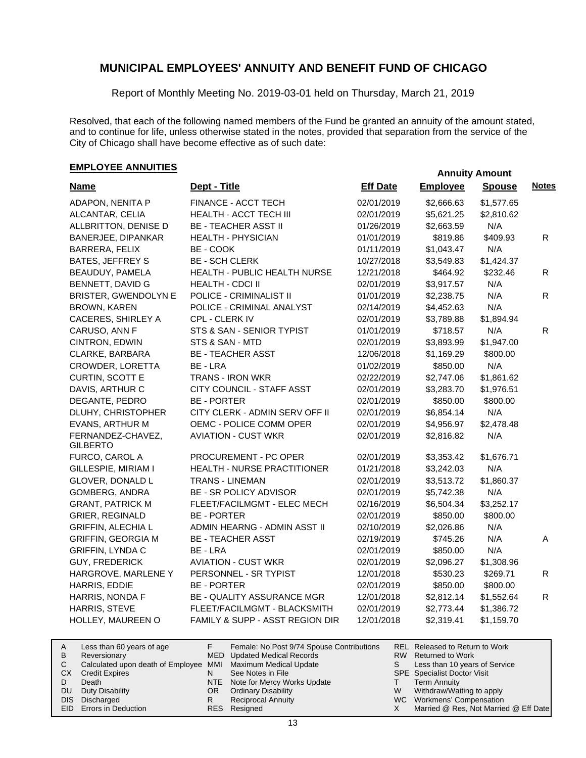# MUNICIPAL EMPLOYEES' ANNUITY AND BENEFIT FUND OF CHICAGO

Report of Monthly Meeting No. 2019-03-01 held on Thursday, March 21, 2019

Resolved, that each of the following named members of the Fund be granted an annuity of the amount stated, and to continue for life, unless otherwise stated in the notes, provided that separation from the service of the City of Chicago shall have become effective as of such date:

## EMPLOYEE ANNUITIES

| Name | Dept - Title | Eff Date | Annuity Amount Employee | Annuity Amount Spouse | Notes |
|---|---|---|---|---|---|
| ADAPON, NENITA P | FINANCE - ACCT TECH | 02/01/2019 | $2,666.63 | $1,577.65 | |
| ALCANTAR, CELIA | HEALTH - ACCT TECH III | 02/01/2019 | $5,621.25 | $2,810.62 | |
| ALLBRITTON, DENISE D | BE - TEACHER ASST II | 01/26/2019 | $2,663.59 | N/A | |
| BANERJEE, DIPANKAR | HEALTH - PHYSICIAN | 01/01/2019 | $819.86 | $409.93 | R |
| BARRERA, FELIX | BE - COOK | 01/11/2019 | $1,043.47 | N/A | |
| BATES, JEFFREY S | BE - SCH CLERK | 10/27/2018 | $3,549.83 | $1,424.37 | |
| BEAUDUY, PAMELA | HEALTH - PUBLIC HEALTH NURSE | 12/21/2018 | $464.92 | $232.46 | R |
| BENNETT, DAVID G | HEALTH - CDCI II | 02/01/2019 | $3,917.57 | N/A | |
| BRISTER, GWENDOLYN E | POLICE - CRIMINALIST II | 01/01/2019 | $2,238.75 | N/A | R |
| BROWN, KAREN | POLICE - CRIMINAL ANALYST | 02/14/2019 | $4,452.63 | N/A | |
| CACERES, SHIRLEY A | CPL - CLERK IV | 02/01/2019 | $3,789.88 | $1,894.94 | |
| CARUSO, ANN F | STS & SAN - SENIOR TYPIST | 01/01/2019 | $718.57 | N/A | R |
| CINTRON, EDWIN | STS & SAN - MTD | 02/01/2019 | $3,893.99 | $1,947.00 | |
| CLARKE, BARBARA | BE - TEACHER ASST | 12/06/2018 | $1,169.29 | $800.00 | |
| CROWDER, LORETTA | BE - LRA | 01/02/2019 | $850.00 | N/A | |
| CURTIN, SCOTT E | TRANS - IRON WKR | 02/22/2019 | $2,747.06 | $1,861.62 | |
| DAVIS, ARTHUR C | CITY COUNCIL - STAFF ASST | 02/01/2019 | $3,283.70 | $1,976.51 | |
| DEGANTE, PEDRO | BE - PORTER | 02/01/2019 | $850.00 | $800.00 | |
| DLUHY, CHRISTOPHER | CITY CLERK - ADMIN SERV OFF II | 02/01/2019 | $6,854.14 | N/A | |
| EVANS, ARTHUR M | OEMC - POLICE COMM OPER | 02/01/2019 | $4,956.97 | $2,478.48 | |
| FERNANDEZ-CHAVEZ, GILBERTO | AVIATION - CUST WKR | 02/01/2019 | $2,816.82 | N/A | |
| FURCO, CAROL A | PROCUREMENT - PC OPER | 02/01/2019 | $3,353.42 | $1,676.71 | |
| GILLESPIE, MIRIAM I | HEALTH - NURSE PRACTITIONER | 01/21/2018 | $3,242.03 | N/A | |
| GLOVER, DONALD L | TRANS - LINEMAN | 02/01/2019 | $3,513.72 | $1,860.37 | |
| GOMBERG, ANDRA | BE - SR POLICY ADVISOR | 02/01/2019 | $5,742.38 | N/A | |
| GRANT, PATRICK M | FLEET/FACILMGMT - ELEC MECH | 02/16/2019 | $6,504.34 | $3,252.17 | |
| GRIER, REGINALD | BE - PORTER | 02/01/2019 | $850.00 | $800.00 | |
| GRIFFIN, ALECHIA L | ADMIN HEARNG - ADMIN ASST II | 02/10/2019 | $2,026.86 | N/A | |
| GRIFFIN, GEORGIA M | BE - TEACHER ASST | 02/19/2019 | $745.26 | N/A | A |
| GRIFFIN, LYNDA C | BE - LRA | 02/01/2019 | $850.00 | N/A | |
| GUY, FREDERICK | AVIATION - CUST WKR | 02/01/2019 | $2,096.27 | $1,308.96 | |
| HARGROVE, MARLENE Y | PERSONNEL - SR TYPIST | 12/01/2018 | $530.23 | $269.71 | R |
| HARRIS, EDDIE | BE - PORTER | 02/01/2019 | $850.00 | $800.00 | |
| HARRIS, NONDA F | BE - QUALITY ASSURANCE MGR | 12/01/2018 | $2,812.14 | $1,552.64 | R |
| HARRIS, STEVE | FLEET/FACILMGMT - BLACKSMITH | 02/01/2019 | $2,773.44 | $1,386.72 | |
| HOLLEY, MAUREEN O | FAMILY & SUPP - ASST REGION DIR | 12/01/2018 | $2,319.41 | $1,159.70 | |

| | | | | | |
|---|---|---|---|---|---|
| A | Less than 60 years of age | F | Female: No Post 9/74 Spouse Contributions | REL | Released to Return to Work |
| B | Reversionary | MED | Updated Medical Records | RW | Returned to Work |
| C | Calculated upon death of Employee | MMI | Maximum Medical Update | S | Less than 10 years of Service |
| CX | Credit Expires | N | See Notes in File | SPE | Specialist Doctor Visit |
| D | Death | NTE | Note for Mercy Works Update | T | Term Annuity |
| DU | Duty Disability | OR | Ordinary Disability | W | Withdraw/Waiting to apply |
| DIS | Discharged | R | Reciprocal Annuity | WC | Workmens' Compensation |
| EID | Errors in Deduction | RES | Resigned | X | Married @ Res, Not Married @ Eff Date |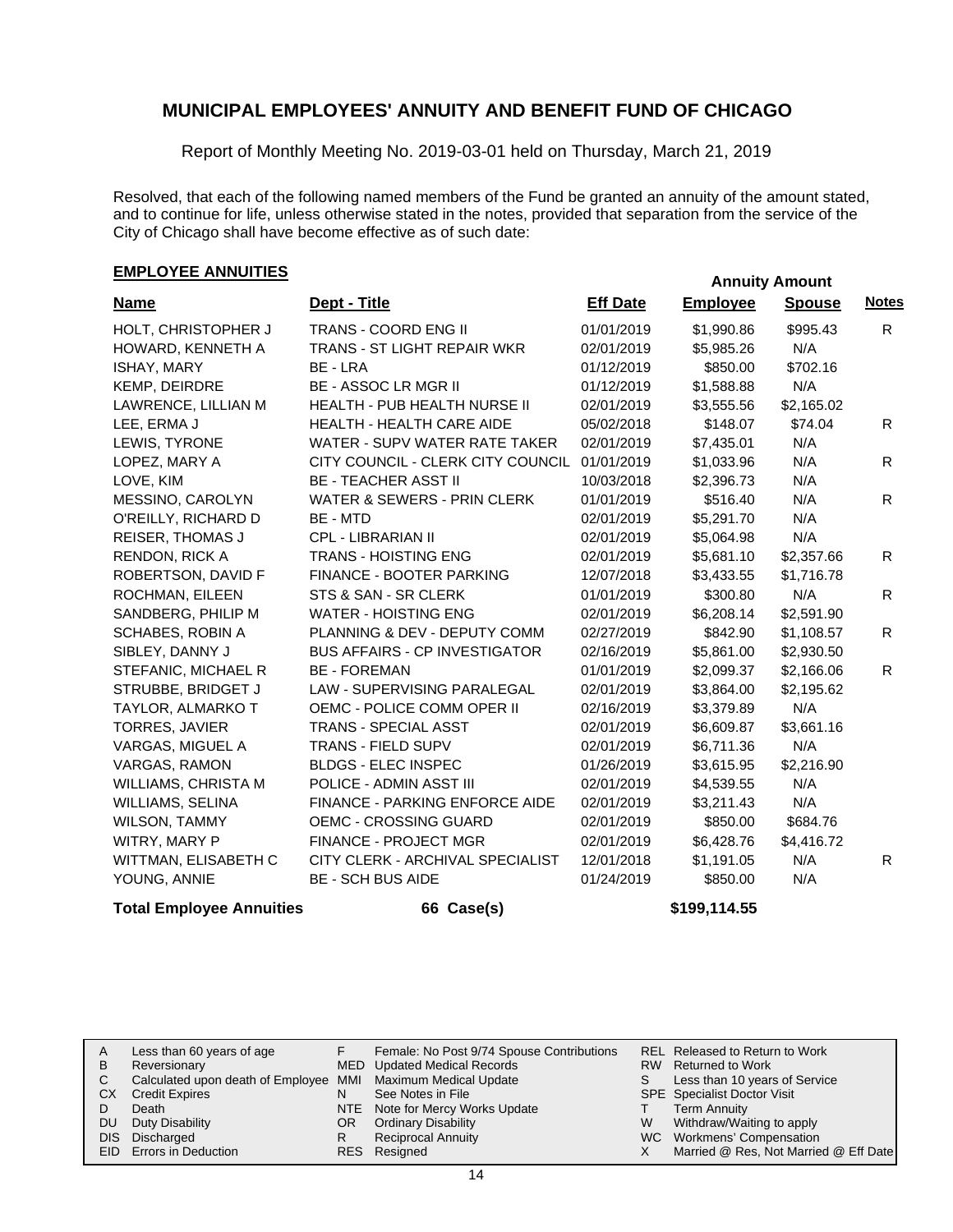# MUNICIPAL EMPLOYEES' ANNUITY AND BENEFIT FUND OF CHICAGO

Report of Monthly Meeting No. 2019-03-01 held on Thursday, March 21, 2019

Resolved, that each of the following named members of the Fund be granted an annuity of the amount stated, and to continue for life, unless otherwise stated in the notes, provided that separation from the service of the City of Chicago shall have become effective as of such date:

## EMPLOYEE ANNUITIES

| Name | Dept - Title | Eff Date | Annuity Amount Employee | Annuity Amount Spouse | Notes |
|---|---|---|---|---|---|
| HOLT, CHRISTOPHER J | TRANS - COORD ENG II | 01/01/2019 | $1,990.86 | $995.43 | R |
| HOWARD, KENNETH A | TRANS - ST LIGHT REPAIR WKR | 02/01/2019 | $5,985.26 | N/A | |
| ISHAY, MARY | BE - LRA | 01/12/2019 | $850.00 | $702.16 | |
| KEMP, DEIRDRE | BE - ASSOC LR MGR II | 01/12/2019 | $1,588.88 | N/A | |
| LAWRENCE, LILLIAN M | HEALTH - PUB HEALTH NURSE II | 02/01/2019 | $3,555.56 | $2,165.02 | |
| LEE, ERMA J | HEALTH - HEALTH CARE AIDE | 05/02/2018 | $148.07 | $74.04 | R |
| LEWIS, TYRONE | WATER - SUPV WATER RATE TAKER | 02/01/2019 | $7,435.01 | N/A | |
| LOPEZ, MARY A | CITY COUNCIL - CLERK CITY COUNCIL | 01/01/2019 | $1,033.96 | N/A | R |
| LOVE, KIM | BE - TEACHER ASST II | 10/03/2018 | $2,396.73 | N/A | |
| MESSINO, CAROLYN | WATER & SEWERS - PRIN CLERK | 01/01/2019 | $516.40 | N/A | R |
| O'REILLY, RICHARD D | BE - MTD | 02/01/2019 | $5,291.70 | N/A | |
| REISER, THOMAS J | CPL - LIBRARIAN II | 02/01/2019 | $5,064.98 | N/A | |
| RENDON, RICK A | TRANS - HOISTING ENG | 02/01/2019 | $5,681.10 | $2,357.66 | R |
| ROBERTSON, DAVID F | FINANCE - BOOTER PARKING | 12/07/2018 | $3,433.55 | $1,716.78 | |
| ROCHMAN, EILEEN | STS & SAN - SR CLERK | 01/01/2019 | $300.80 | N/A | R |
| SANDBERG, PHILIP M | WATER - HOISTING ENG | 02/01/2019 | $6,208.14 | $2,591.90 | |
| SCHABES, ROBIN A | PLANNING & DEV - DEPUTY COMM | 02/27/2019 | $842.90 | $1,108.57 | R |
| SIBLEY, DANNY J | BUS AFFAIRS - CP INVESTIGATOR | 02/16/2019 | $5,861.00 | $2,930.50 | |
| STEFANIC, MICHAEL R | BE - FOREMAN | 01/01/2019 | $2,099.37 | $2,166.06 | R |
| STRUBBE, BRIDGET J | LAW - SUPERVISING PARALEGAL | 02/01/2019 | $3,864.00 | $2,195.62 | |
| TAYLOR, ALMARKO T | OEMC - POLICE COMM OPER II | 02/16/2019 | $3,379.89 | N/A | |
| TORRES, JAVIER | TRANS - SPECIAL ASST | 02/01/2019 | $6,609.87 | $3,661.16 | |
| VARGAS, MIGUEL A | TRANS - FIELD SUPV | 02/01/2019 | $6,711.36 | N/A | |
| VARGAS, RAMON | BLDGS - ELEC INSPEC | 01/26/2019 | $3,615.95 | $2,216.90 | |
| WILLIAMS, CHRISTA M | POLICE - ADMIN ASST III | 02/01/2019 | $4,539.55 | N/A | |
| WILLIAMS, SELINA | FINANCE - PARKING ENFORCE AIDE | 02/01/2019 | $3,211.43 | N/A | |
| WILSON, TAMMY | OEMC - CROSSING GUARD | 02/01/2019 | $850.00 | $684.76 | |
| WITRY, MARY P | FINANCE - PROJECT MGR | 02/01/2019 | $6,428.76 | $4,416.72 | |
| WITTMAN, ELISABETH C | CITY CLERK - ARCHIVAL SPECIALIST | 12/01/2018 | $1,191.05 | N/A | R |
| YOUNG, ANNIE | BE - SCH BUS AIDE | 01/24/2019 | $850.00 | N/A | |

**Total Employee Annuities** **66 Case(s)** **$199,114.55**

| | | | | | |
|---|---|---|---|---|---|
| A | Less than 60 years of age | F | Female: No Post 9/74 Spouse Contributions | REL | Released to Return to Work |
| B | Reversionary | MED | Updated Medical Records | RW | Returned to Work |
| C | Calculated upon death of Employee | MMI | Maximum Medical Update | S | Less than 10 years of Service |
| CX | Credit Expires | N | See Notes in File | SPE | Specialist Doctor Visit |
| D | Death | NTE | Note for Mercy Works Update | T | Term Annuity |
| DU | Duty Disability | OR | Ordinary Disability | W | Withdraw/Waiting to apply |
| DIS | Discharged | R | Reciprocal Annuity | WC | Workmens' Compensation |
| EID | Errors in Deduction | RES | Resigned | X | Married @ Res, Not Married @ Eff Date |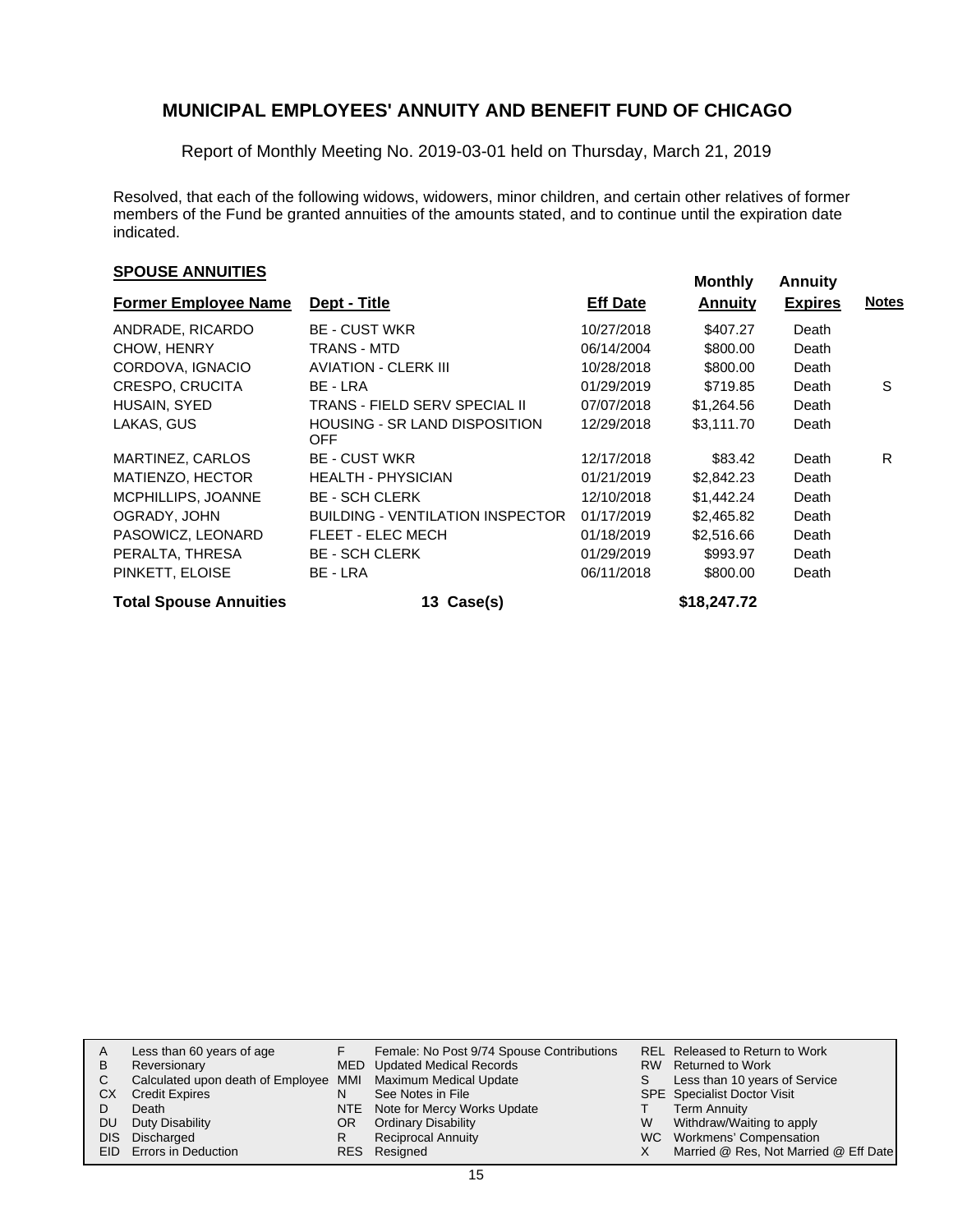# MUNICIPAL EMPLOYEES' ANNUITY AND BENEFIT FUND OF CHICAGO

Report of Monthly Meeting No. 2019-03-01 held on Thursday, March 21, 2019

Resolved, that each of the following widows, widowers, minor children, and certain other relatives of former members of the Fund be granted annuities of the amounts stated, and to continue until the expiration date indicated.

## SPOUSE ANNUITIES

| Former Employee Name | Dept - Title | Eff Date | Monthly Annuity | Annuity Expires | Notes |
|---|---|---|---|---|---|
| ANDRADE, RICARDO | BE - CUST WKR | 10/27/2018 | $407.27 | Death | |
| CHOW, HENRY | TRANS - MTD | 06/14/2004 | $800.00 | Death | |
| CORDOVA, IGNACIO | AVIATION - CLERK III | 10/28/2018 | $800.00 | Death | |
| CRESPO, CRUCITA | BE - LRA | 01/29/2019 | $719.85 | Death | S |
| HUSAIN, SYED | TRANS - FIELD SERV SPECIAL II | 07/07/2018 | $1,264.56 | Death | |
| LAKAS, GUS | HOUSING - SR LAND DISPOSITION OFF | 12/29/2018 | $3,111.70 | Death | |
| MARTINEZ, CARLOS | BE - CUST WKR | 12/17/2018 | $83.42 | Death | R |
| MATIENZO, HECTOR | HEALTH - PHYSICIAN | 01/21/2019 | $2,842.23 | Death | |
| MCPHILLIPS, JOANNE | BE - SCH CLERK | 12/10/2018 | $1,442.24 | Death | |
| OGRADY, JOHN | BUILDING - VENTILATION INSPECTOR | 01/17/2019 | $2,465.82 | Death | |
| PASOWICZ, LEONARD | FLEET - ELEC MECH | 01/18/2019 | $2,516.66 | Death | |
| PERALTA, THRESA | BE - SCH CLERK | 01/29/2019 | $993.97 | Death | |
| PINKETT, ELOISE | BE - LRA | 06/11/2018 | $800.00 | Death | |
| **Total Spouse Annuities** | **13 Case(s)** | | **$18,247.72** | | |

| | | | | | |
|---|---|---|---|---|---|
| A | Less than 60 years of age | F | Female: No Post 9/74 Spouse Contributions | REL | Released to Return to Work |
| B | Reversionary | MED | Updated Medical Records | RW | Returned to Work |
| C | Calculated upon death of Employee | MMI | Maximum Medical Update | S | Less than 10 years of Service |
| CX | Credit Expires | N | See Notes in File | SPE | Specialist Doctor Visit |
| D | Death | NTE | Note for Mercy Works Update | T | Term Annuity |
| DU | Duty Disability | OR | Ordinary Disability | W | Withdraw/Waiting to apply |
| DIS | Discharged | R | Reciprocal Annuity | WC | Workmens' Compensation |
| EID | Errors in Deduction | RES | Resigned | X | Married @ Res, Not Married @ Eff Date |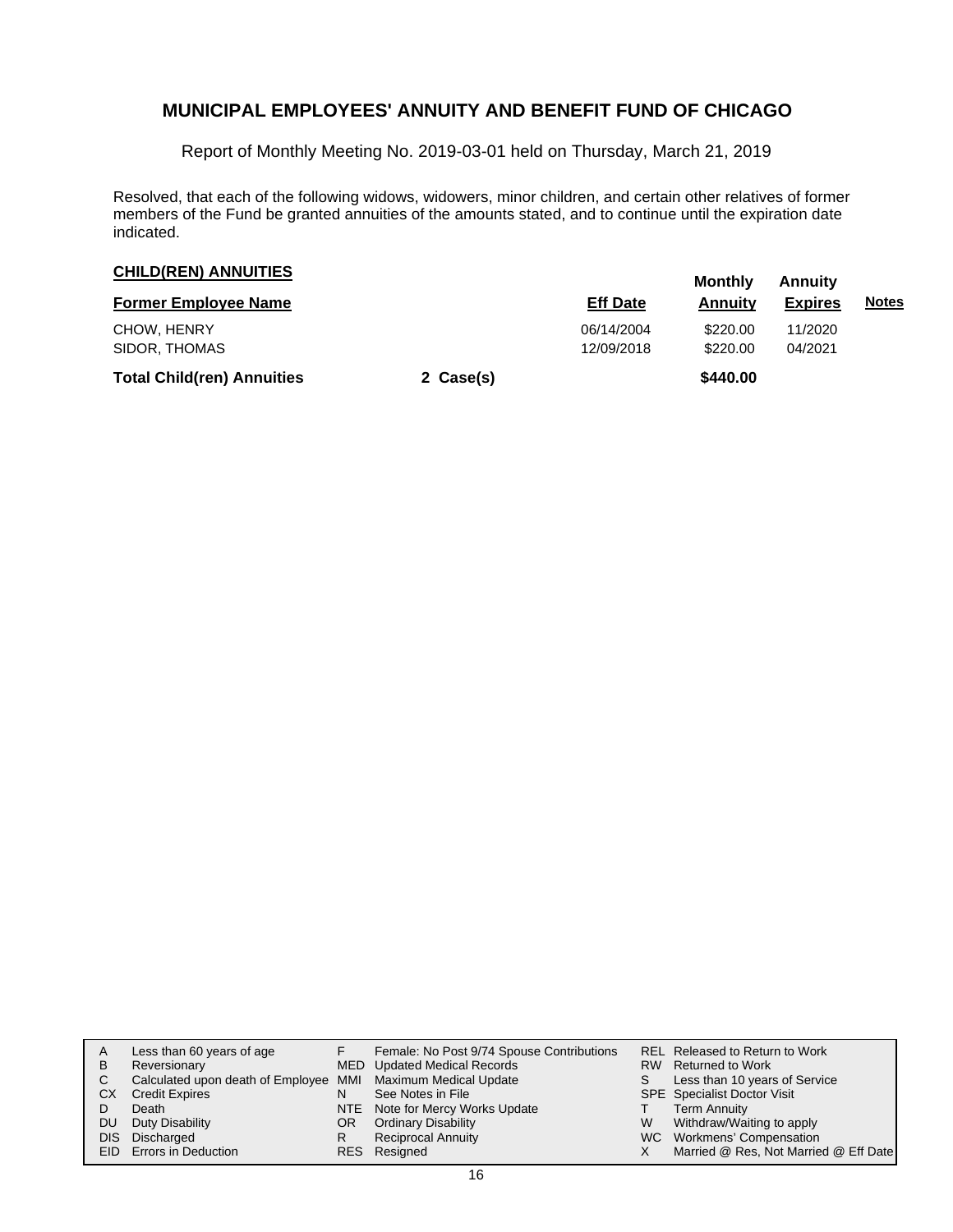# MUNICIPAL EMPLOYEES' ANNUITY AND BENEFIT FUND OF CHICAGO

Report of Monthly Meeting No. 2019-03-01 held on Thursday, March 21, 2019

Resolved, that each of the following widows, widowers, minor children, and certain other relatives of former members of the Fund be granted annuities of the amounts stated, and to continue until the expiration date indicated.

## CHILD(REN) ANNUITIES

| Former Employee Name | | Eff Date | Monthly Annuity | Annuity Expires | Notes |
|---|---|---|---|---|---|
| CHOW, HENRY | | 06/14/2004 | $220.00 | 11/2020 | |
| SIDOR, THOMAS | | 12/09/2018 | $220.00 | 04/2021 | |
| **Total Child(ren) Annuities** | **2 Case(s)** | | **$440.00** | | |

| | | | | | |
|---|---|---|---|---|---|
| A | Less than 60 years of age | F | Female: No Post 9/74 Spouse Contributions | REL | Released to Return to Work |
| B | Reversionary | MED | Updated Medical Records | RW | Returned to Work |
| C | Calculated upon death of Employee | MMI | Maximum Medical Update | S | Less than 10 years of Service |
| CX | Credit Expires | N | See Notes in File | SPE | Specialist Doctor Visit |
| D | Death | NTE | Note for Mercy Works Update | T | Term Annuity |
| DU | Duty Disability | OR | Ordinary Disability | W | Withdraw/Waiting to apply |
| DIS | Discharged | R | Reciprocal Annuity | WC | Workmens' Compensation |
| EID | Errors in Deduction | RES | Resigned | X | Married @ Res, Not Married @ Eff Date |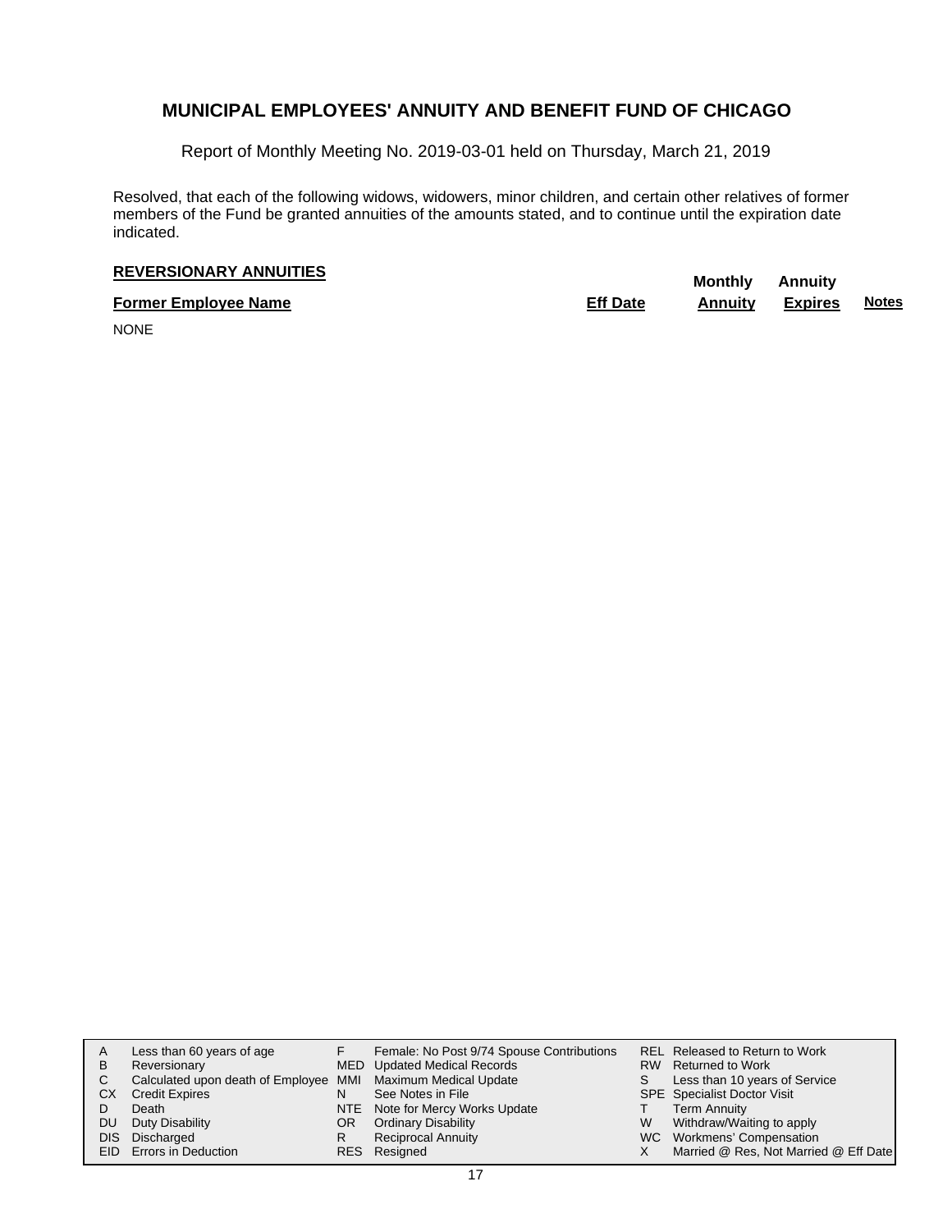# MUNICIPAL EMPLOYEES' ANNUITY AND BENEFIT FUND OF CHICAGO

Report of Monthly Meeting No. 2019-03-01 held on Thursday, March 21, 2019

Resolved, that each of the following widows, widowers, minor children, and certain other relatives of former members of the Fund be granted annuities of the amounts stated, and to continue until the expiration date indicated.

## REVERSIONARY ANNUITIES

| Former Employee Name | Eff Date | Monthly Annuity | Annuity Expires | Notes |
|---|---|---|---|---|
| NONE | | | | |

| | | | | | |
|---|---|---|---|---|---|
| A | Less than 60 years of age | F | Female: No Post 9/74 Spouse Contributions | REL | Released to Return to Work |
| B | Reversionary | MED | Updated Medical Records | RW | Returned to Work |
| C | Calculated upon death of Employee | MMI | Maximum Medical Update | S | Less than 10 years of Service |
| CX | Credit Expires | N | See Notes in File | SPE | Specialist Doctor Visit |
| D | Death | NTE | Note for Mercy Works Update | T | Term Annuity |
| DU | Duty Disability | OR | Ordinary Disability | W | Withdraw/Waiting to apply |
| DIS | Discharged | R | Reciprocal Annuity | WC | Workmens' Compensation |
| EID | Errors in Deduction | RES | Resigned | X | Married @ Res, Not Married @ Eff Date |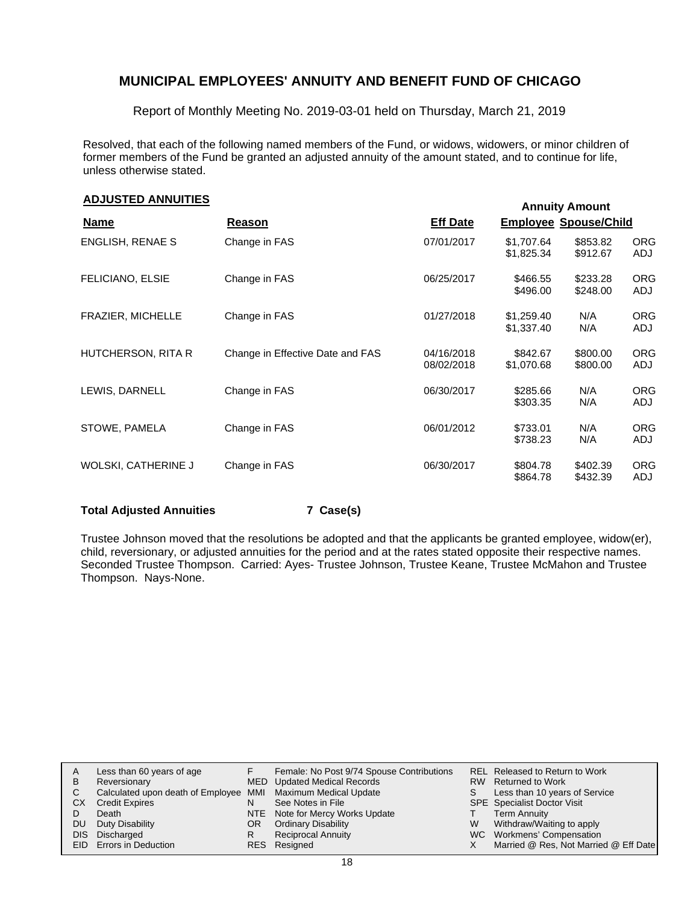# MUNICIPAL EMPLOYEES' ANNUITY AND BENEFIT FUND OF CHICAGO

Report of Monthly Meeting No. 2019-03-01 held on Thursday, March 21, 2019

Resolved, that each of the following named members of the Fund, or widows, widowers, or minor children of former members of the Fund be granted an adjusted annuity of the amount stated, and to continue for life, unless otherwise stated.

## ADJUSTED ANNUITIES

| Name | Reason | Eff Date | Annuity Amount Employee | Spouse/Child | |
|---|---|---|---|---|---|
| ENGLISH, RENAE S | Change in FAS | 07/01/2017 | $1,707.64 | $853.82 | ORG |
| | | | $1,825.34 | $912.67 | ADJ |
| FELICIANO, ELSIE | Change in FAS | 06/25/2017 | $466.55 | $233.28 | ORG |
| | | | $496.00 | $248.00 | ADJ |
| FRAZIER, MICHELLE | Change in FAS | 01/27/2018 | $1,259.40 | N/A | ORG |
| | | | $1,337.40 | N/A | ADJ |
| HUTCHERSON, RITA R | Change in Effective Date and FAS | 04/16/2018 | $842.67 | $800.00 | ORG |
| | | 08/02/2018 | $1,070.68 | $800.00 | ADJ |
| LEWIS, DARNELL | Change in FAS | 06/30/2017 | $285.66 | N/A | ORG |
| | | | $303.35 | N/A | ADJ |
| STOWE, PAMELA | Change in FAS | 06/01/2012 | $733.01 | N/A | ORG |
| | | | $738.23 | N/A | ADJ |
| WOLSKI, CATHERINE J | Change in FAS | 06/30/2017 | $804.78 | $402.39 | ORG |
| | | | $864.78 | $432.39 | ADJ |

**Total Adjusted Annuities** **7 Case(s)**

Trustee Johnson moved that the resolutions be adopted and that the applicants be granted employee, widow(er), child, reversionary, or adjusted annuities for the period and at the rates stated opposite their respective names. Seconded Trustee Thompson. Carried: Ayes- Trustee Johnson, Trustee Keane, Trustee McMahon and Trustee Thompson. Nays-None.

| | | | | | |
|---|---|---|---|---|---|
| A | Less than 60 years of age | F | Female: No Post 9/74 Spouse Contributions | REL | Released to Return to Work |
| B | Reversionary | MED | Updated Medical Records | RW | Returned to Work |
| C | Calculated upon death of Employee | MMI | Maximum Medical Update | S | Less than 10 years of Service |
| CX | Credit Expires | N | See Notes in File | SPE | Specialist Doctor Visit |
| D | Death | NTE | Note for Mercy Works Update | T | Term Annuity |
| DU | Duty Disability | OR | Ordinary Disability | W | Withdraw/Waiting to apply |
| DIS | Discharged | R | Reciprocal Annuity | WC | Workmens' Compensation |
| EID | Errors in Deduction | RES | Resigned | X | Married @ Res, Not Married @ Eff Date |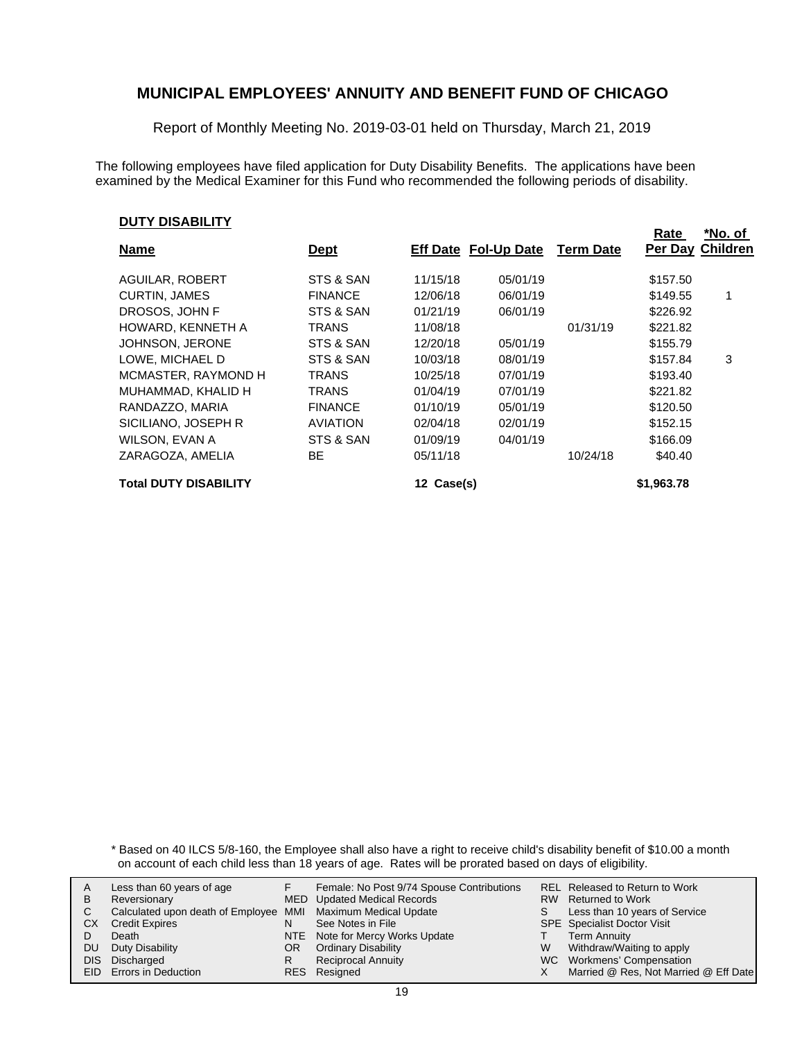# MUNICIPAL EMPLOYEES' ANNUITY AND BENEFIT FUND OF CHICAGO

Report of Monthly Meeting No. 2019-03-01 held on Thursday, March 21, 2019

The following employees have filed application for Duty Disability Benefits. The applications have been examined by the Medical Examiner for this Fund who recommended the following periods of disability.

**DUTY DISABILITY**

| Name | Dept | Eff Date | Fol-Up Date | Term Date | Rate Per Day | *No. of Children |
|---|---|---|---|---|---|---|
| AGUILAR, ROBERT | STS & SAN | 11/15/18 | 05/01/19 | | $157.50 | |
| CURTIN, JAMES | FINANCE | 12/06/18 | 06/01/19 | | $149.55 | 1 |
| DROSOS, JOHN F | STS & SAN | 01/21/19 | 06/01/19 | | $226.92 | |
| HOWARD, KENNETH A | TRANS | 11/08/18 | | 01/31/19 | $221.82 | |
| JOHNSON, JERONE | STS & SAN | 12/20/18 | 05/01/19 | | $155.79 | |
| LOWE, MICHAEL D | STS & SAN | 10/03/18 | 08/01/19 | | $157.84 | 3 |
| MCMASTER, RAYMOND H | TRANS | 10/25/18 | 07/01/19 | | $193.40 | |
| MUHAMMAD, KHALID H | TRANS | 01/04/19 | 07/01/19 | | $221.82 | |
| RANDAZZO, MARIA | FINANCE | 01/10/19 | 05/01/19 | | $120.50 | |
| SICILIANO, JOSEPH R | AVIATION | 02/04/18 | 02/01/19 | | $152.15 | |
| WILSON, EVAN A | STS & SAN | 01/09/19 | 04/01/19 | | $166.09 | |
| ZARAGOZA, AMELIA | BE | 05/11/18 | | 10/24/18 | $40.40 | |
| **Total DUTY DISABILITY** | | **12 Case(s)** | | | **$1,963.78** | |

\* Based on 40 ILCS 5/8-160, the Employee shall also have a right to receive child's disability benefit of $10.00 a month on account of each child less than 18 years of age. Rates will be prorated based on days of eligibility.

| | | | | | |
|---|---|---|---|---|---|
| A | Less than 60 years of age | F | Female: No Post 9/74 Spouse Contributions | REL | Released to Return to Work |
| B | Reversionary | MED | Updated Medical Records | RW | Returned to Work |
| C | Calculated upon death of Employee | MMI | Maximum Medical Update | S | Less than 10 years of Service |
| CX | Credit Expires | N | See Notes in File | SPE | Specialist Doctor Visit |
| D | Death | NTE | Note for Mercy Works Update | T | Term Annuity |
| DU | Duty Disability | OR | Ordinary Disability | W | Withdraw/Waiting to apply |
| DIS | Discharged | R | Reciprocal Annuity | WC | Workmens' Compensation |
| EID | Errors in Deduction | RES | Resigned | X | Married @ Res, Not Married @ Eff Date |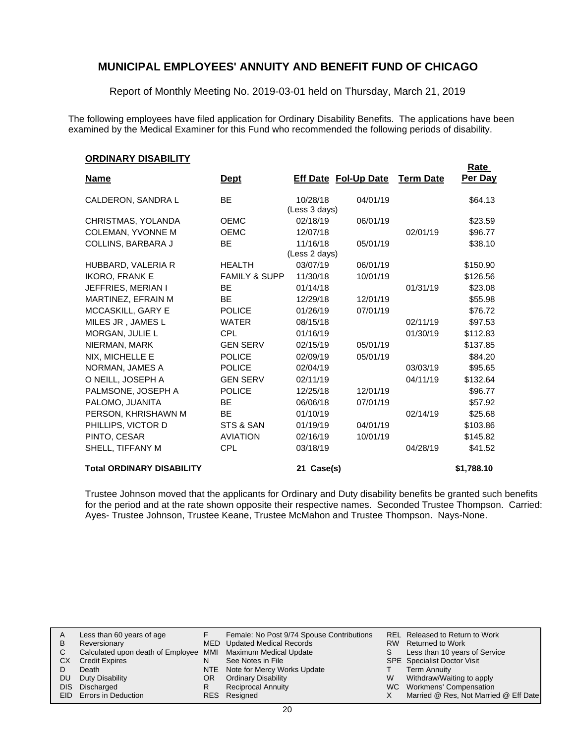# MUNICIPAL EMPLOYEES' ANNUITY AND BENEFIT FUND OF CHICAGO

Report of Monthly Meeting No. 2019-03-01 held on Thursday, March 21, 2019

The following employees have filed application for Ordinary Disability Benefits. The applications have been examined by the Medical Examiner for this Fund who recommended the following periods of disability.

**ORDINARY DISABILITY**

| Name | Dept | Eff Date | Fol-Up Date | Term Date | Rate Per Day |
|---|---|---|---|---|---|
| CALDERON, SANDRA L | BE | 10/28/18 (Less 3 days) | 04/01/19 | | $64.13 |
| CHRISTMAS, YOLANDA | OEMC | 02/18/19 | 06/01/19 | | $23.59 |
| COLEMAN, YVONNE M | OEMC | 12/07/18 | | 02/01/19 | $96.77 |
| COLLINS, BARBARA J | BE | 11/16/18 (Less 2 days) | 05/01/19 | | $38.10 |
| HUBBARD, VALERIA R | HEALTH | 03/07/19 | 06/01/19 | | $150.90 |
| IKORO, FRANK E | FAMILY & SUPP | 11/30/18 | 10/01/19 | | $126.56 |
| JEFFRIES, MERIAN I | BE | 01/14/18 | | 01/31/19 | $23.08 |
| MARTINEZ, EFRAIN M | BE | 12/29/18 | 12/01/19 | | $55.98 |
| MCCASKILL, GARY E | POLICE | 01/26/19 | 07/01/19 | | $76.72 |
| MILES JR , JAMES L | WATER | 08/15/18 | | 02/11/19 | $97.53 |
| MORGAN, JULIE L | CPL | 01/16/19 | | 01/30/19 | $112.83 |
| NIERMAN, MARK | GEN SERV | 02/15/19 | 05/01/19 | | $137.85 |
| NIX, MICHELLE E | POLICE | 02/09/19 | 05/01/19 | | $84.20 |
| NORMAN, JAMES A | POLICE | 02/04/19 | | 03/03/19 | $95.65 |
| O NEILL, JOSEPH A | GEN SERV | 02/11/19 | | 04/11/19 | $132.64 |
| PALMSONE, JOSEPH A | POLICE | 12/25/18 | 12/01/19 | | $96.77 |
| PALOMO, JUANITA | BE | 06/06/18 | 07/01/19 | | $57.92 |
| PERSON, KHRISHAWN M | BE | 01/10/19 | | 02/14/19 | $25.68 |
| PHILLIPS, VICTOR D | STS & SAN | 01/19/19 | 04/01/19 | | $103.86 |
| PINTO, CESAR | AVIATION | 02/16/19 | 10/01/19 | | $145.82 |
| SHELL, TIFFANY M | CPL | 03/18/19 | | 04/28/19 | $41.52 |
| **Total ORDINARY DISABILITY** | | **21 Case(s)** | | | **$1,788.10** |

Trustee Johnson moved that the applicants for Ordinary and Duty disability benefits be granted such benefits for the period and at the rate shown opposite their respective names. Seconded Trustee Thompson. Carried: Ayes- Trustee Johnson, Trustee Keane, Trustee McMahon and Trustee Thompson. Nays-None.

| | | | | | |
|---|---|---|---|---|---|
| A | Less than 60 years of age | F | Female: No Post 9/74 Spouse Contributions | REL | Released to Return to Work |
| B | Reversionary | MED | Updated Medical Records | RW | Returned to Work |
| C | Calculated upon death of Employee | MMI | Maximum Medical Update | S | Less than 10 years of Service |
| CX | Credit Expires | N | See Notes in File | SPE | Specialist Doctor Visit |
| D | Death | NTE | Note for Mercy Works Update | T | Term Annuity |
| DU | Duty Disability | OR | Ordinary Disability | W | Withdraw/Waiting to apply |
| DIS | Discharged | R | Reciprocal Annuity | WC | Workmens' Compensation |
| EID | Errors in Deduction | RES | Resigned | X | Married @ Res, Not Married @ Eff Date |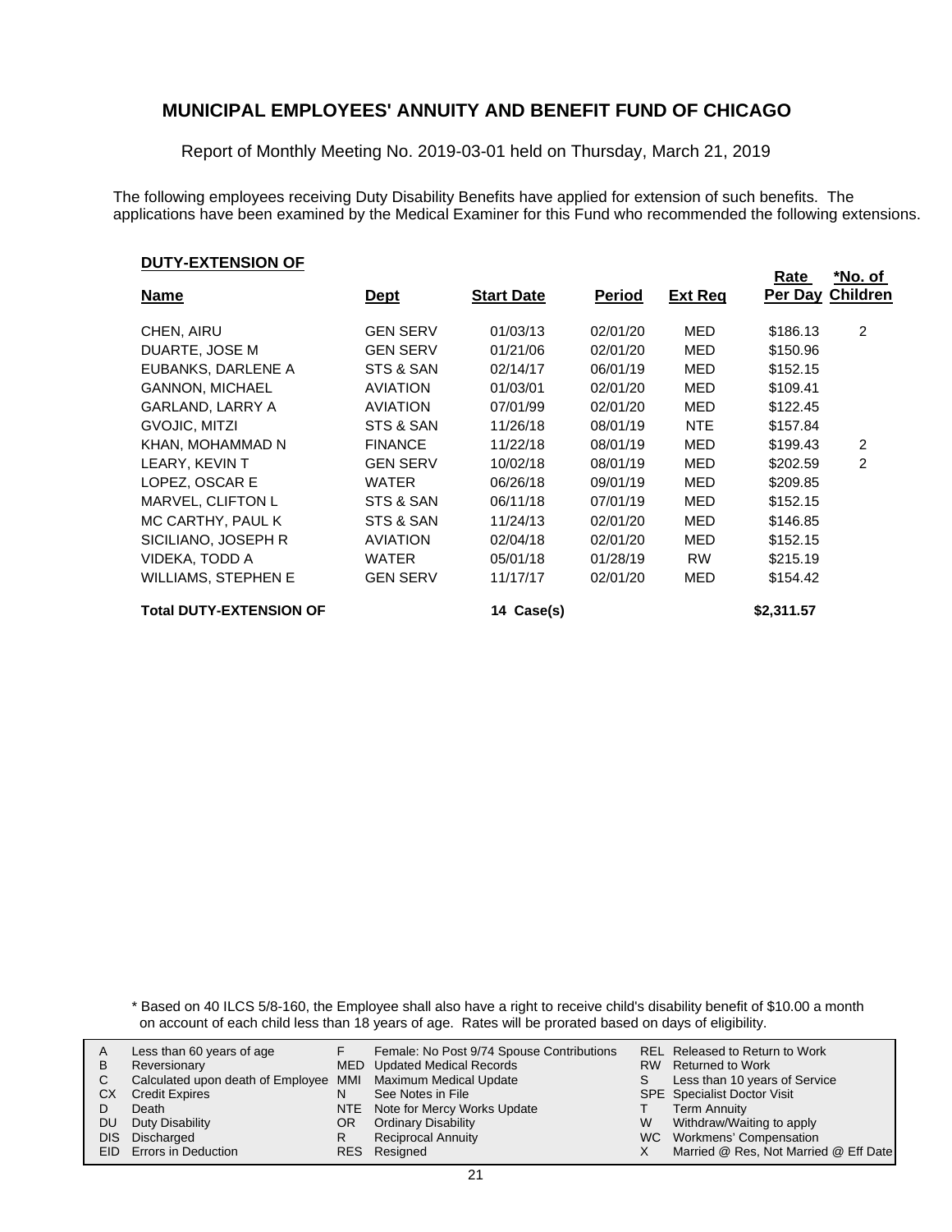## MUNICIPAL EMPLOYEES' ANNUITY AND BENEFIT FUND OF CHICAGO

Report of Monthly Meeting No. 2019-03-01 held on Thursday, March 21, 2019

The following employees receiving Duty Disability Benefits have applied for extension of such benefits. The applications have been examined by the Medical Examiner for this Fund who recommended the following extensions.

### DUTY-EXTENSION OF

| Name | Dept | Start Date | Period | Ext Req | Rate Per Day | *No. of Children |
|---|---|---|---|---|---|---|
| CHEN, AIRU | GEN SERV | 01/03/13 | 02/01/20 | MED | $186.13 | 2 |
| DUARTE, JOSE M | GEN SERV | 01/21/06 | 02/01/20 | MED | $150.96 | |
| EUBANKS, DARLENE A | STS & SAN | 02/14/17 | 06/01/19 | MED | $152.15 | |
| GANNON, MICHAEL | AVIATION | 01/03/01 | 02/01/20 | MED | $109.41 | |
| GARLAND, LARRY A | AVIATION | 07/01/99 | 02/01/20 | MED | $122.45 | |
| GVOJIC, MITZI | STS & SAN | 11/26/18 | 08/01/19 | NTE | $157.84 | |
| KHAN, MOHAMMAD N | FINANCE | 11/22/18 | 08/01/19 | MED | $199.43 | 2 |
| LEARY, KEVIN T | GEN SERV | 10/02/18 | 08/01/19 | MED | $202.59 | 2 |
| LOPEZ, OSCAR E | WATER | 06/26/18 | 09/01/19 | MED | $209.85 | |
| MARVEL, CLIFTON L | STS & SAN | 06/11/18 | 07/01/19 | MED | $152.15 | |
| MC CARTHY, PAUL K | STS & SAN | 11/24/13 | 02/01/20 | MED | $146.85 | |
| SICILIANO, JOSEPH R | AVIATION | 02/04/18 | 02/01/20 | MED | $152.15 | |
| VIDEKA, TODD A | WATER | 05/01/18 | 01/28/19 | RW | $215.19 | |
| WILLIAMS, STEPHEN E | GEN SERV | 11/17/17 | 02/01/20 | MED | $154.42 | |
| **Total DUTY-EXTENSION OF** | | **14 Case(s)** | | | **$2,311.57** | |

\* Based on 40 ILCS 5/8-160, the Employee shall also have a right to receive child's disability benefit of $10.00 a month on account of each child less than 18 years of age. Rates will be prorated based on days of eligibility.

| | | | | | |
|---|---|---|---|---|---|
| A | Less than 60 years of age | F | Female: No Post 9/74 Spouse Contributions | REL | Released to Return to Work |
| B | Reversionary | MED | Updated Medical Records | RW | Returned to Work |
| C | Calculated upon death of Employee | MMI | Maximum Medical Update | S | Less than 10 years of Service |
| CX | Credit Expires | N | See Notes in File | SPE | Specialist Doctor Visit |
| D | Death | NTE | Note for Mercy Works Update | T | Term Annuity |
| DU | Duty Disability | OR | Ordinary Disability | W | Withdraw/Waiting to apply |
| DIS | Discharged | R | Reciprocal Annuity | WC | Workmens' Compensation |
| EID | Errors in Deduction | RES | Resigned | X | Married @ Res, Not Married @ Eff Date |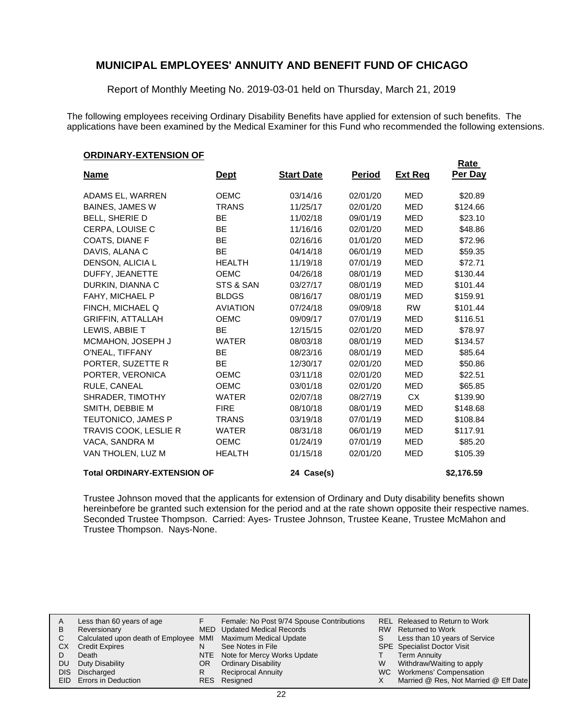## MUNICIPAL EMPLOYEES' ANNUITY AND BENEFIT FUND OF CHICAGO

Report of Monthly Meeting No. 2019-03-01 held on Thursday, March 21, 2019

The following employees receiving Ordinary Disability Benefits have applied for extension of such benefits. The applications have been examined by the Medical Examiner for this Fund who recommended the following extensions.

**ORDINARY-EXTENSION OF**

| Name | Dept | Start Date | Period | Ext Req | Rate Per Day |
|---|---|---|---|---|---|
| ADAMS EL, WARREN | OEMC | 03/14/16 | 02/01/20 | MED | $20.89 |
| BAINES, JAMES W | TRANS | 11/25/17 | 02/01/20 | MED | $124.66 |
| BELL, SHERIE D | BE | 11/02/18 | 09/01/19 | MED | $23.10 |
| CERPA, LOUISE C | BE | 11/16/16 | 02/01/20 | MED | $48.86 |
| COATS, DIANE F | BE | 02/16/16 | 01/01/20 | MED | $72.96 |
| DAVIS, ALANA C | BE | 04/14/18 | 06/01/19 | MED | $59.35 |
| DENSON, ALICIA L | HEALTH | 11/19/18 | 07/01/19 | MED | $72.71 |
| DUFFY, JEANETTE | OEMC | 04/26/18 | 08/01/19 | MED | $130.44 |
| DURKIN, DIANNA C | STS & SAN | 03/27/17 | 08/01/19 | MED | $101.44 |
| FAHY, MICHAEL P | BLDGS | 08/16/17 | 08/01/19 | MED | $159.91 |
| FINCH, MICHAEL Q | AVIATION | 07/24/18 | 09/09/18 | RW | $101.44 |
| GRIFFIN, ATTALLAH | OEMC | 09/09/17 | 07/01/19 | MED | $116.51 |
| LEWIS, ABBIE T | BE | 12/15/15 | 02/01/20 | MED | $78.97 |
| MCMAHON, JOSEPH J | WATER | 08/03/18 | 08/01/19 | MED | $134.57 |
| O'NEAL, TIFFANY | BE | 08/23/16 | 08/01/19 | MED | $85.64 |
| PORTER, SUZETTE R | BE | 12/30/17 | 02/01/20 | MED | $50.86 |
| PORTER, VERONICA | OEMC | 03/11/18 | 02/01/20 | MED | $22.51 |
| RULE, CANEAL | OEMC | 03/01/18 | 02/01/20 | MED | $65.85 |
| SHRADER, TIMOTHY | WATER | 02/07/18 | 08/27/19 | CX | $139.90 |
| SMITH, DEBBIE M | FIRE | 08/10/18 | 08/01/19 | MED | $148.68 |
| TEUTONICO, JAMES P | TRANS | 03/19/18 | 07/01/19 | MED | $108.84 |
| TRAVIS COOK, LESLIE R | WATER | 08/31/18 | 06/01/19 | MED | $117.91 |
| VACA, SANDRA M | OEMC | 01/24/19 | 07/01/19 | MED | $85.20 |
| VAN THOLEN, LUZ M | HEALTH | 01/15/18 | 02/01/20 | MED | $105.39 |
| **Total ORDINARY-EXTENSION OF** | | **24 Case(s)** | | | **$2,176.59** |

Trustee Johnson moved that the applicants for extension of Ordinary and Duty disability benefits shown hereinbefore be granted such extension for the period and at the rate shown opposite their respective names. Seconded Trustee Thompson. Carried: Ayes- Trustee Johnson, Trustee Keane, Trustee McMahon and Trustee Thompson. Nays-None.

| | | | | | |
|---|---|---|---|---|---|
| A | Less than 60 years of age | F | Female: No Post 9/74 Spouse Contributions | REL | Released to Return to Work |
| B | Reversionary | MED | Updated Medical Records | RW | Returned to Work |
| C | Calculated upon death of Employee | MMI | Maximum Medical Update | S | Less than 10 years of Service |
| CX | Credit Expires | N | See Notes in File | SPE | Specialist Doctor Visit |
| D | Death | NTE | Note for Mercy Works Update | T | Term Annuity |
| DU | Duty Disability | OR | Ordinary Disability | W | Withdraw/Waiting to apply |
| DIS | Discharged | R | Reciprocal Annuity | WC | Workmens' Compensation |
| EID | Errors in Deduction | RES | Resigned | X | Married @ Res, Not Married @ Eff Date |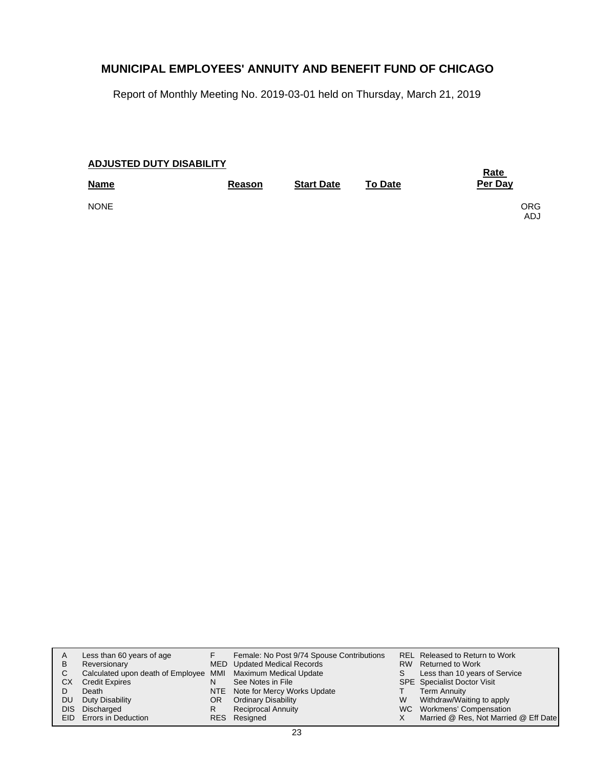# MUNICIPAL EMPLOYEES' ANNUITY AND BENEFIT FUND OF CHICAGO

Report of Monthly Meeting No. 2019-03-01 held on Thursday, March 21, 2019

## ADJUSTED DUTY DISABILITY

| Name | Reason | Start Date | To Date | Rate Per Day | |
|---|---|---|---|---|---|
| NONE | | | | | ORG<br>ADJ |

| | | | | | |
|---|---|---|---|---|---|
| A | Less than 60 years of age | F | Female: No Post 9/74 Spouse Contributions | REL | Released to Return to Work |
| B | Reversionary | MED | Updated Medical Records | RW | Returned to Work |
| C | Calculated upon death of Employee | MMI | Maximum Medical Update | S | Less than 10 years of Service |
| CX | Credit Expires | N | See Notes in File | SPE | Specialist Doctor Visit |
| D | Death | NTE | Note for Mercy Works Update | T | Term Annuity |
| DU | Duty Disability | OR | Ordinary Disability | W | Withdraw/Waiting to apply |
| DIS | Discharged | R | Reciprocal Annuity | WC | Workmens' Compensation |
| EID | Errors in Deduction | RES | Resigned | X | Married @ Res, Not Married @ Eff Date |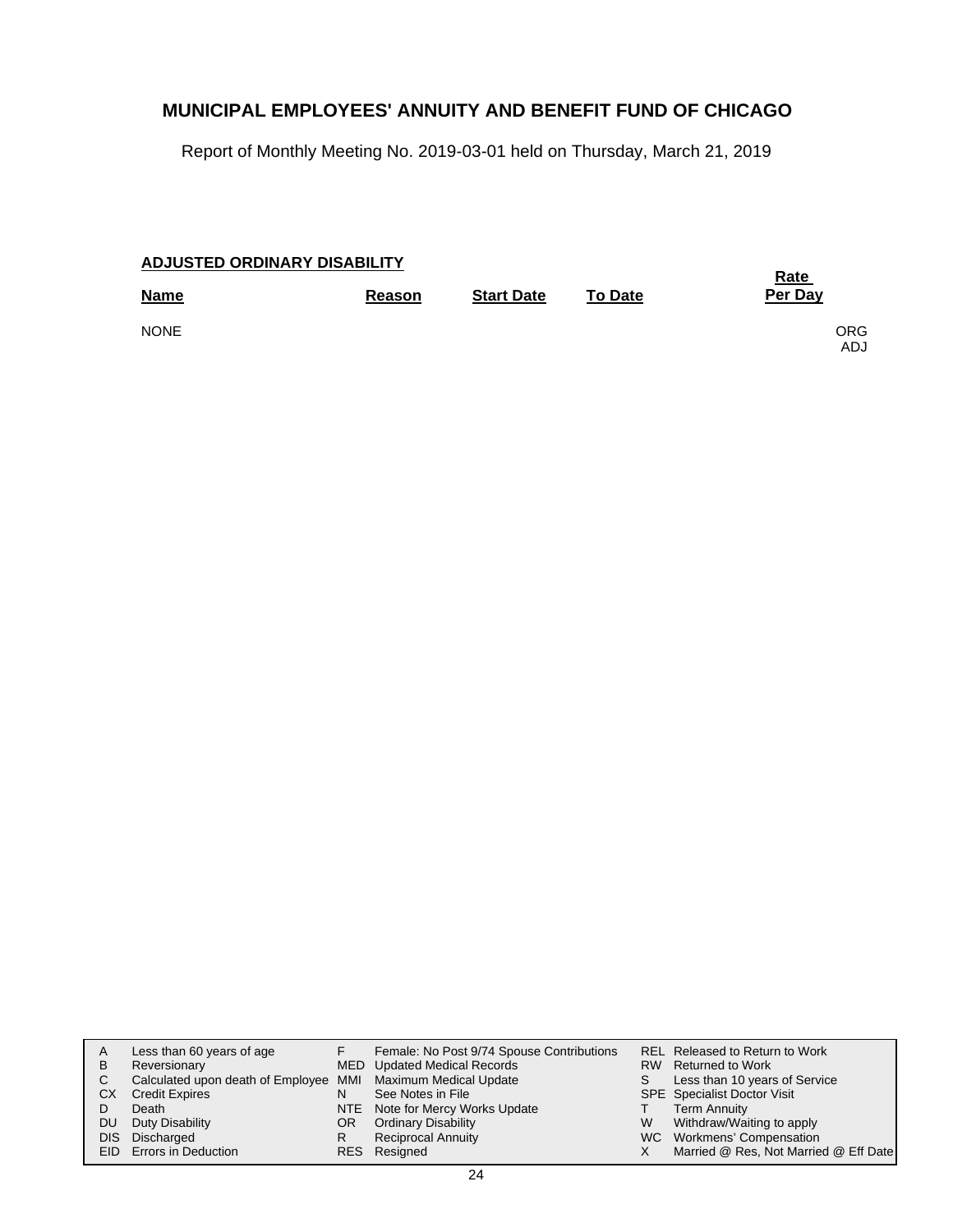# MUNICIPAL EMPLOYEES' ANNUITY AND BENEFIT FUND OF CHICAGO

Report of Monthly Meeting No. 2019-03-01 held on Thursday, March 21, 2019

**ADJUSTED ORDINARY DISABILITY**

| Name | Reason | Start Date | To Date | Rate Per Day | |
|---|---|---|---|---|---|
| NONE | | | | | ORG ADJ |

| | | | | | |
|---|---|---|---|---|---|
| A | Less than 60 years of age | F | Female: No Post 9/74 Spouse Contributions | REL | Released to Return to Work |
| B | Reversionary | MED | Updated Medical Records | RW | Returned to Work |
| C | Calculated upon death of Employee | MMI | Maximum Medical Update | S | Less than 10 years of Service |
| CX | Credit Expires | N | See Notes in File | SPE | Specialist Doctor Visit |
| D | Death | NTE | Note for Mercy Works Update | T | Term Annuity |
| DU | Duty Disability | OR | Ordinary Disability | W | Withdraw/Waiting to apply |
| DIS | Discharged | R | Reciprocal Annuity | WC | Workmens' Compensation |
| EID | Errors in Deduction | RES | Resigned | X | Married @ Res, Not Married @ Eff Date |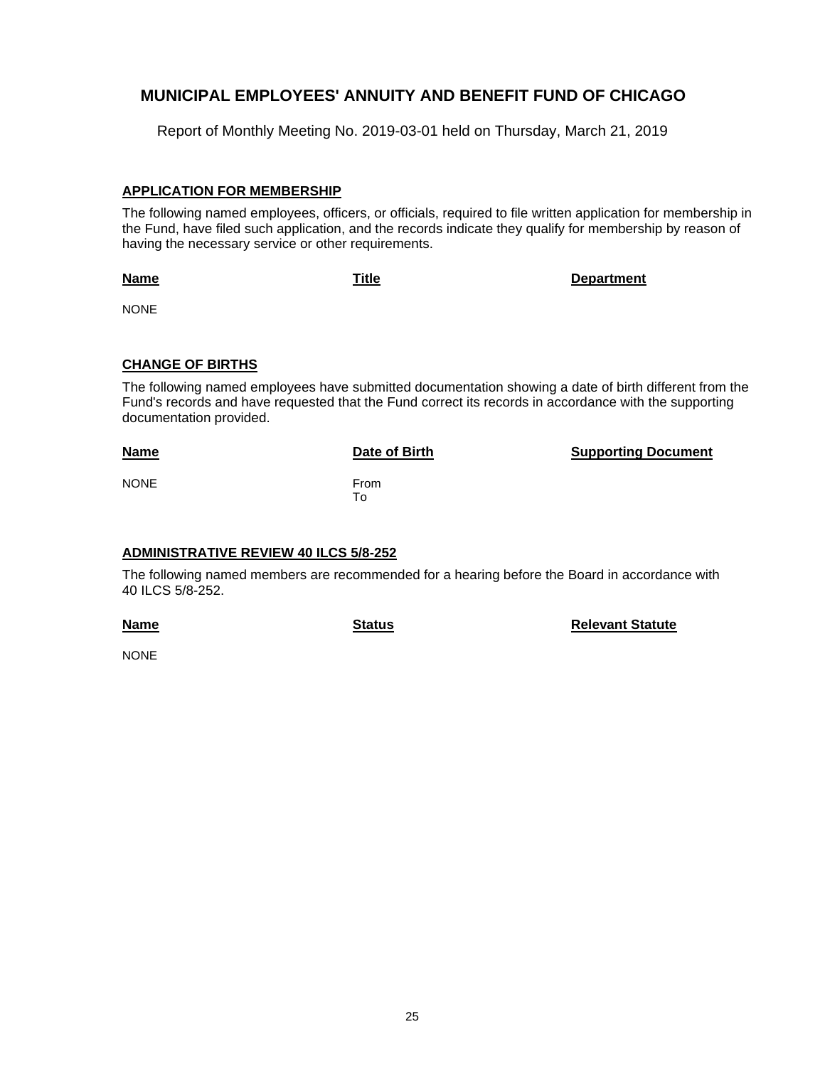# MUNICIPAL EMPLOYEES' ANNUITY AND BENEFIT FUND OF CHICAGO

Report of Monthly Meeting No. 2019-03-01 held on Thursday, March 21, 2019

## APPLICATION FOR MEMBERSHIP

The following named employees, officers, or officials, required to file written application for membership in the Fund, have filed such application, and the records indicate they qualify for membership by reason of having the necessary service or other requirements.

| Name | Title | Department |
| --- | --- | --- |
| NONE | | |

## CHANGE OF BIRTHS

The following named employees have submitted documentation showing a date of birth different from the Fund's records and have requested that the Fund correct its records in accordance with the supporting documentation provided.

| Name | Date of Birth | Supporting Document |
| --- | --- | --- |
| NONE | From<br>To | |

## ADMINISTRATIVE REVIEW 40 ILCS 5/8-252

The following named members are recommended for a hearing before the Board in accordance with 40 ILCS 5/8-252.

| Name | Status | Relevant Statute |
| --- | --- | --- |
| NONE | | |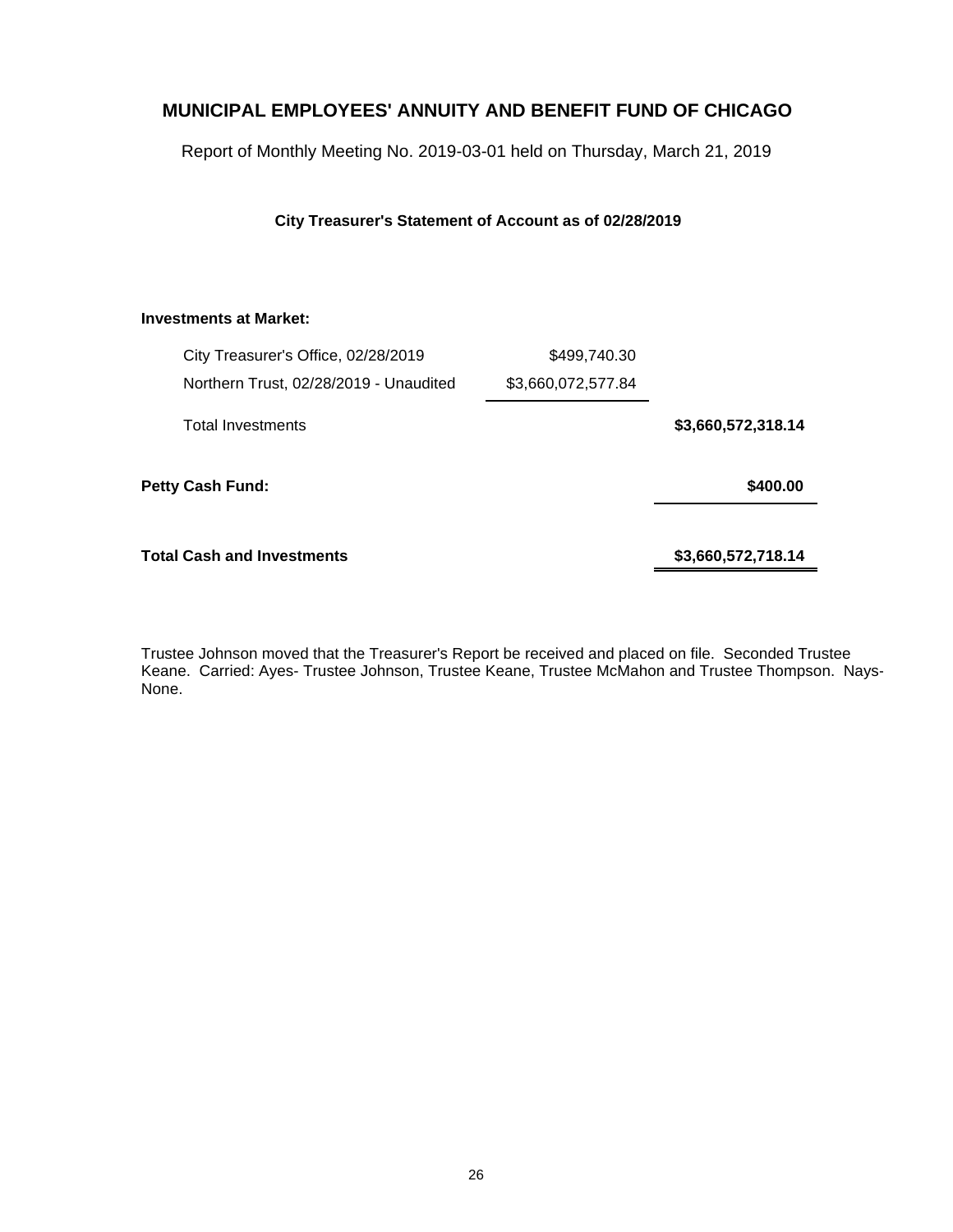# MUNICIPAL EMPLOYEES' ANNUITY AND BENEFIT FUND OF CHICAGO

Report of Monthly Meeting No. 2019-03-01 held on Thursday, March 21, 2019

### City Treasurer's Statement of Account as of 02/28/2019

| | | |
|---|---|---|
| **Investments at Market:** | | |
| City Treasurer's Office, 02/28/2019 | $499,740.30 | |
| Northern Trust, 02/28/2019 - Unaudited | $3,660,072,577.84 | |
| Total Investments | | **$3,660,572,318.14** |
| **Petty Cash Fund:** | | **$400.00** |
| **Total Cash and Investments** | | **$3,660,572,718.14** |

Trustee Johnson moved that the Treasurer's Report be received and placed on file. Seconded Trustee Keane. Carried: Ayes- Trustee Johnson, Trustee Keane, Trustee McMahon and Trustee Thompson. Nays- None.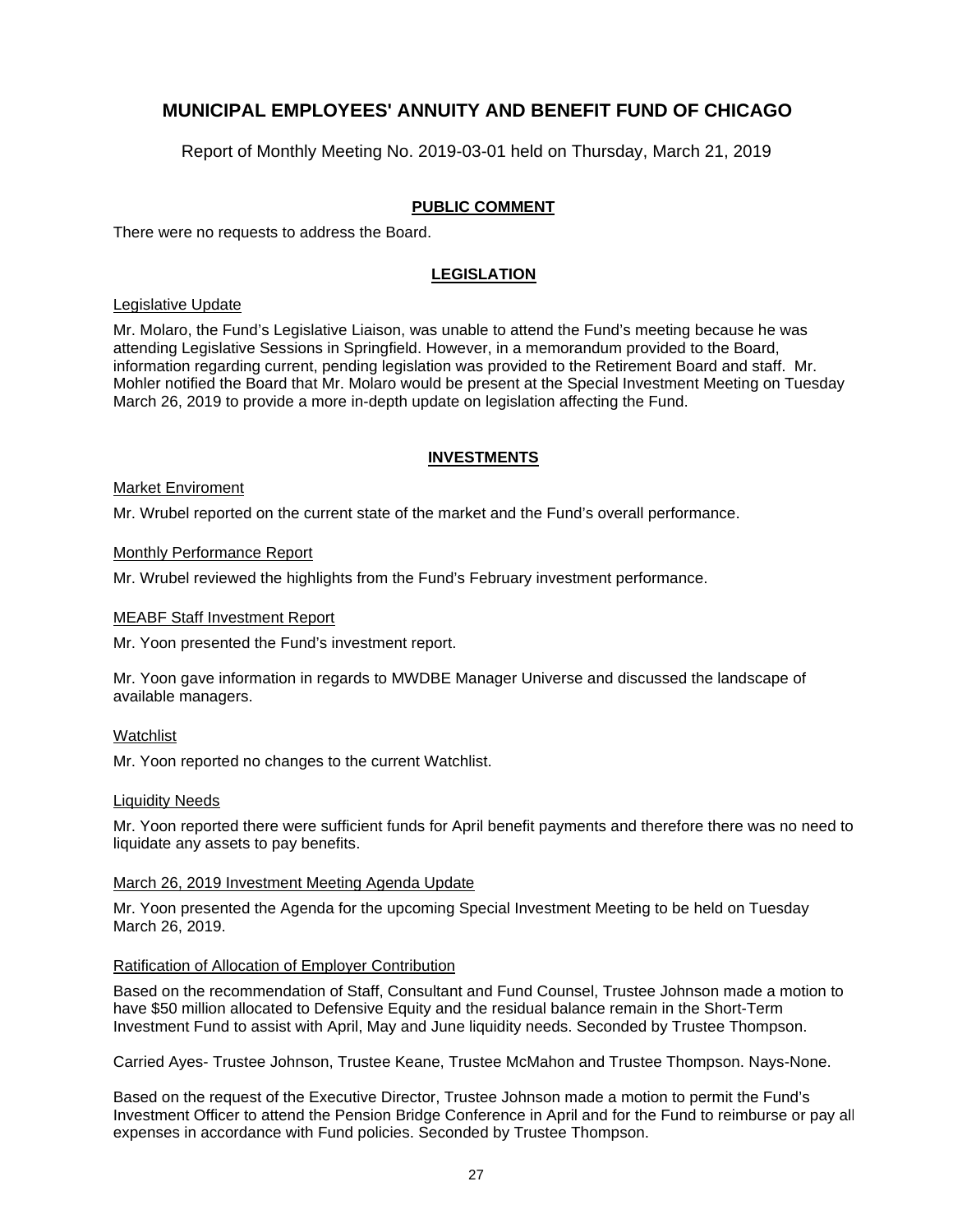# MUNICIPAL EMPLOYEES' ANNUITY AND BENEFIT FUND OF CHICAGO

Report of Monthly Meeting No. 2019-03-01 held on Thursday, March 21, 2019

## PUBLIC COMMENT

There were no requests to address the Board.

## LEGISLATION

### Legislative Update

Mr. Molaro, the Fund's Legislative Liaison, was unable to attend the Fund's meeting because he was attending Legislative Sessions in Springfield. However, in a memorandum provided to the Board, information regarding current, pending legislation was provided to the Retirement Board and staff. Mr. Mohler notified the Board that Mr. Molaro would be present at the Special Investment Meeting on Tuesday March 26, 2019 to provide a more in-depth update on legislation affecting the Fund.

## INVESTMENTS

### Market Enviroment

Mr. Wrubel reported on the current state of the market and the Fund's overall performance.

### Monthly Performance Report

Mr. Wrubel reviewed the highlights from the Fund's February investment performance.

### MEABF Staff Investment Report

Mr. Yoon presented the Fund's investment report.

Mr. Yoon gave information in regards to MWDBE Manager Universe and discussed the landscape of available managers.

### Watchlist

Mr. Yoon reported no changes to the current Watchlist.

### Liquidity Needs

Mr. Yoon reported there were sufficient funds for April benefit payments and therefore there was no need to liquidate any assets to pay benefits.

### March 26, 2019 Investment Meeting Agenda Update

Mr. Yoon presented the Agenda for the upcoming Special Investment Meeting to be held on Tuesday March 26, 2019.

### Ratification of Allocation of Employer Contribution

Based on the recommendation of Staff, Consultant and Fund Counsel, Trustee Johnson made a motion to have $50 million allocated to Defensive Equity and the residual balance remain in the Short-Term Investment Fund to assist with April, May and June liquidity needs. Seconded by Trustee Thompson.

Carried Ayes- Trustee Johnson, Trustee Keane, Trustee McMahon and Trustee Thompson. Nays-None.

Based on the request of the Executive Director, Trustee Johnson made a motion to permit the Fund's Investment Officer to attend the Pension Bridge Conference in April and for the Fund to reimburse or pay all expenses in accordance with Fund policies. Seconded by Trustee Thompson.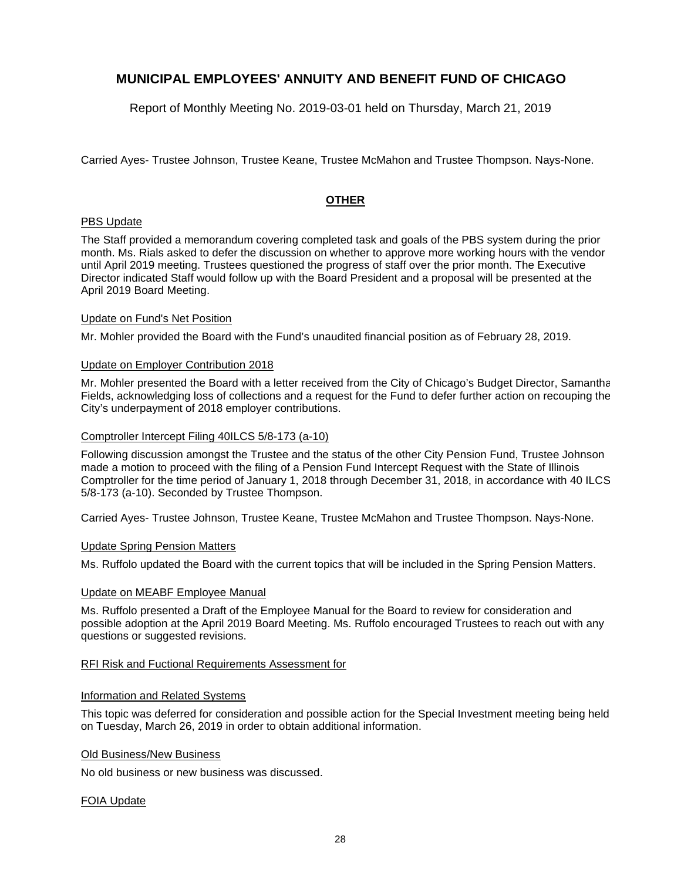Carried Ayes- Trustee Johnson, Trustee Keane, Trustee McMahon and Trustee Thompson. Nays-None.

## OTHER

PBS Update

The Staff provided a memorandum covering completed task and goals of the PBS system during the prior month. Ms. Rials asked to defer the discussion on whether to approve more working hours with the vendor until April 2019 meeting. Trustees questioned the progress of staff over the prior month. The Executive Director indicated Staff would follow up with the Board President and a proposal will be presented at the April 2019 Board Meeting.

Update on Fund's Net Position

Mr. Mohler provided the Board with the Fund's unaudited financial position as of February 28, 2019.

Update on Employer Contribution 2018

Mr. Mohler presented the Board with a letter received from the City of Chicago's Budget Director, Samantha Fields, acknowledging loss of collections and a request for the Fund to defer further action on recouping the City's underpayment of 2018 employer contributions.

Comptroller Intercept Filing 40ILCS 5/8-173 (a-10)

Following discussion amongst the Trustee and the status of the other City Pension Fund, Trustee Johnson made a motion to proceed with the filing of a Pension Fund Intercept Request with the State of Illinois Comptroller for the time period of January 1, 2018 through December 31, 2018, in accordance with 40 ILCS 5/8-173 (a-10). Seconded by Trustee Thompson.

Carried Ayes- Trustee Johnson, Trustee Keane, Trustee McMahon and Trustee Thompson. Nays-None.

Update Spring Pension Matters

Ms. Ruffolo updated the Board with the current topics that will be included in the Spring Pension Matters.

Update on MEABF Employee Manual

Ms. Ruffolo presented a Draft of the Employee Manual for the Board to review for consideration and possible adoption at the April 2019 Board Meeting. Ms. Ruffolo encouraged Trustees to reach out with any questions or suggested revisions.

RFI Risk and Fuctional Requirements Assessment for

Information and Related Systems

This topic was deferred for consideration and possible action for the Special Investment meeting being held on Tuesday, March 26, 2019 in order to obtain additional information.

Old Business/New Business

No old business or new business was discussed.

FOIA Update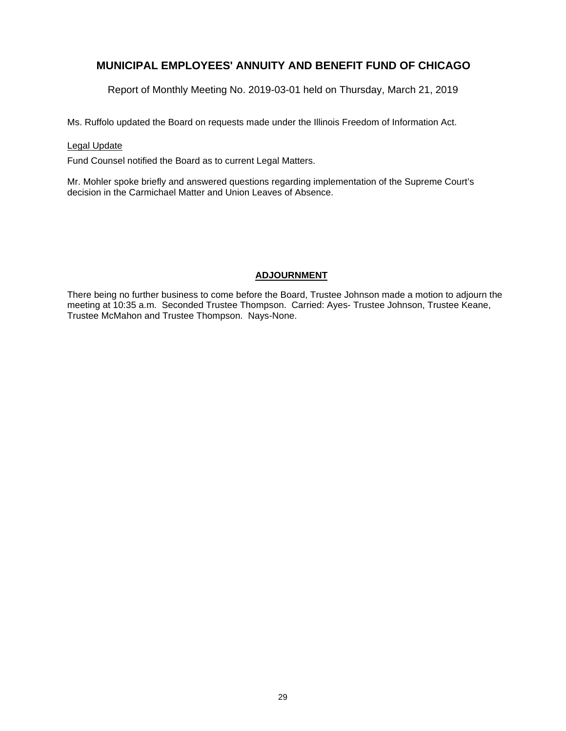Ms. Ruffolo updated the Board on requests made under the Illinois Freedom of Information Act.

Legal Update

Fund Counsel notified the Board as to current Legal Matters.

Mr. Mohler spoke briefly and answered questions regarding implementation of the Supreme Court's decision in the Carmichael Matter and Union Leaves of Absence.

## ADJOURNMENT

There being no further business to come before the Board, Trustee Johnson made a motion to adjourn the meeting at 10:35 a.m. Seconded Trustee Thompson. Carried: Ayes- Trustee Johnson, Trustee Keane, Trustee McMahon and Trustee Thompson. Nays-None.